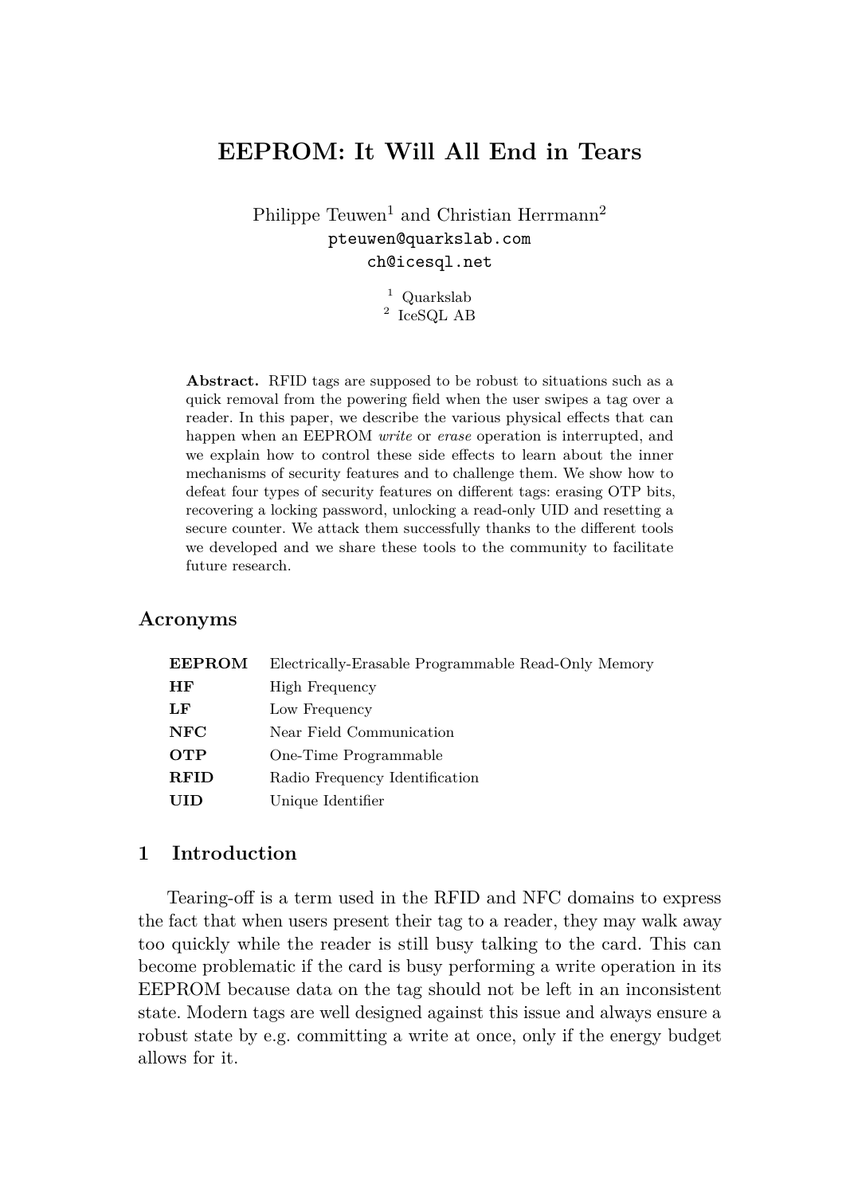# EEPROM: It Will All End in Tears

Philippe Teuwen[1] and Christian Herrmann[2]
pteuwen@quarkslab.com
ch@icesql.net

[1] Quarkslab
[2] IceSQL AB

**Abstract.** RFID tags are supposed to be robust to situations such as a quick removal from the powering field when the user swipes a tag over a reader. In this paper, we describe the various physical effects that can happen when an EEPROM *write* or *erase* operation is interrupted, and we explain how to control these side effects to learn about the inner mechanisms of security features and to challenge them. We show how to defeat four types of security features on different tags: erasing OTP bits, recovering a locking password, unlocking a read-only UID and resetting a secure counter. We attack them successfully thanks to the different tools we developed and we share these tools to the community to facilitate future research.

## Acronyms

| | |
|---|---|
| **EEPROM** | Electrically-Erasable Programmable Read-Only Memory |
| **HF** | High Frequency |
| **LF** | Low Frequency |
| **NFC** | Near Field Communication |
| **OTP** | One-Time Programmable |
| **RFID** | Radio Frequency Identification |
| **UID** | Unique Identifier |

## 1 Introduction

Tearing-off is a term used in the RFID and NFC domains to express the fact that when users present their tag to a reader, they may walk away too quickly while the reader is still busy talking to the card. This can become problematic if the card is busy performing a write operation in its EEPROM because data on the tag should not be left in an inconsistent state. Modern tags are well designed against this issue and always ensure a robust state by e.g. committing a write at once, only if the energy budget allows for it.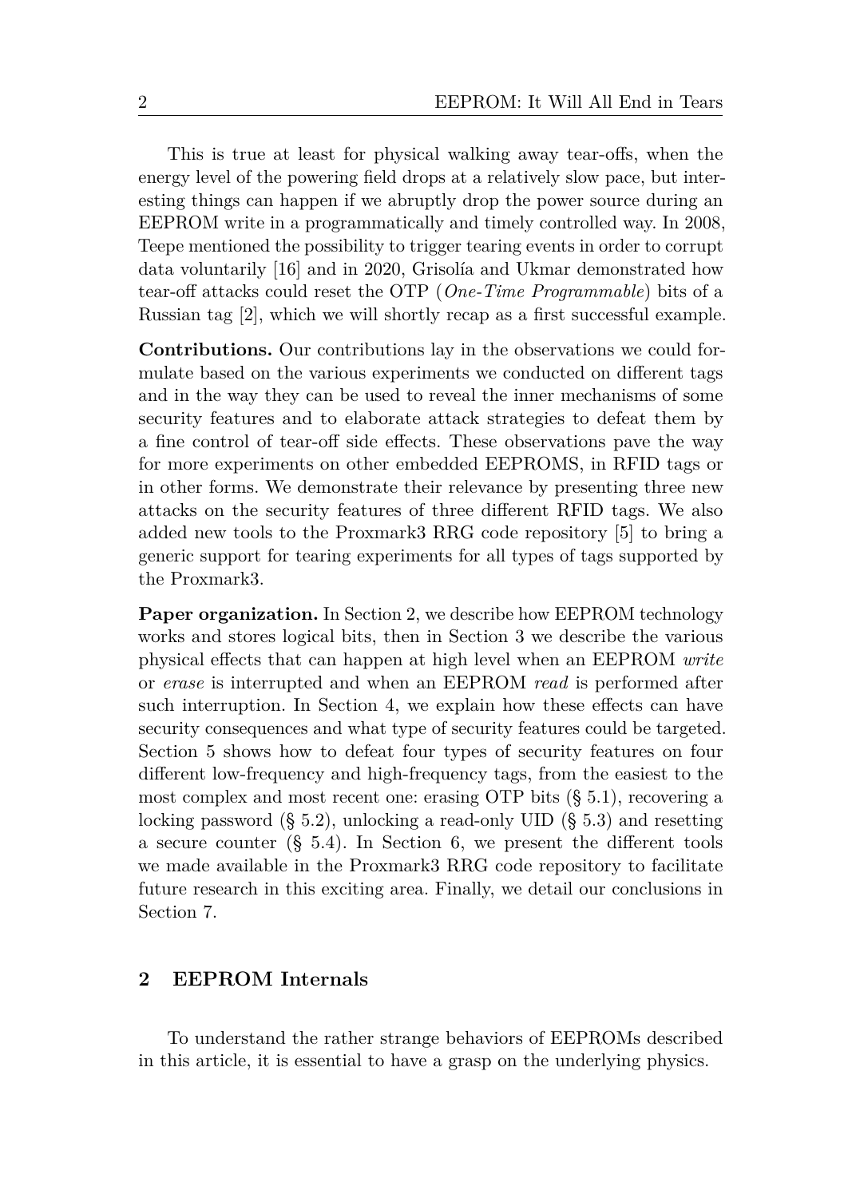This is true at least for physical walking away tear-offs, when the energy level of the powering field drops at a relatively slow pace, but interesting things can happen if we abruptly drop the power source during an EEPROM write in a programmatically and timely controlled way. In 2008, Teepe mentioned the possibility to trigger tearing events in order to corrupt data voluntarily [16] and in 2020, Grisolía and Ukmar demonstrated how tear-off attacks could reset the OTP (*One-Time Programmable*) bits of a Russian tag [2], which we will shortly recap as a first successful example.

**Contributions.** Our contributions lay in the observations we could formulate based on the various experiments we conducted on different tags and in the way they can be used to reveal the inner mechanisms of some security features and to elaborate attack strategies to defeat them by a fine control of tear-off side effects. These observations pave the way for more experiments on other embedded EEPROMS, in RFID tags or in other forms. We demonstrate their relevance by presenting three new attacks on the security features of three different RFID tags. We also added new tools to the Proxmark3 RRG code repository [5] to bring a generic support for tearing experiments for all types of tags supported by the Proxmark3.

**Paper organization.** In Section 2, we describe how EEPROM technology works and stores logical bits, then in Section 3 we describe the various physical effects that can happen at high level when an EEPROM *write* or *erase* is interrupted and when an EEPROM *read* is performed after such interruption. In Section 4, we explain how these effects can have security consequences and what type of security features could be targeted. Section 5 shows how to defeat four types of security features on four different low-frequency and high-frequency tags, from the easiest to the most complex and most recent one: erasing OTP bits (§ 5.1), recovering a locking password (§ 5.2), unlocking a read-only UID (§ 5.3) and resetting a secure counter (§ 5.4). In Section 6, we present the different tools we made available in the Proxmark3 RRG code repository to facilitate future research in this exciting area. Finally, we detail our conclusions in Section 7.

## 2 EEPROM Internals

To understand the rather strange behaviors of EEPROMs described in this article, it is essential to have a grasp on the underlying physics.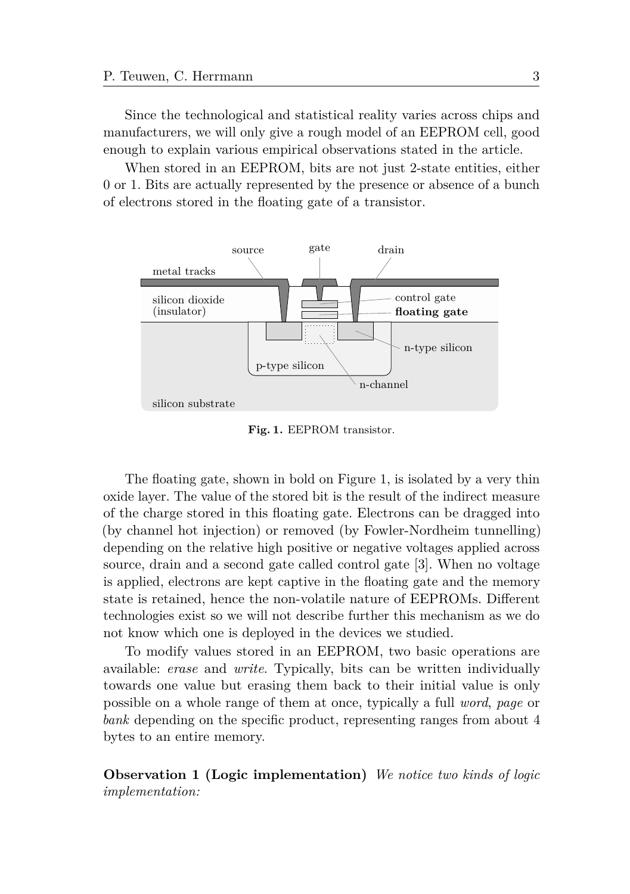Since the technological and statistical reality varies across chips and manufacturers, we will only give a rough model of an EEPROM cell, good enough to explain various empirical observations stated in the article.

When stored in an EEPROM, bits are not just 2-state entities, either 0 or 1. Bits are actually represented by the presence or absence of a bunch of electrons stored in the floating gate of a transistor.

**Fig. 1.** EEPROM transistor.

The floating gate, shown in bold on Figure 1, is isolated by a very thin oxide layer. The value of the stored bit is the result of the indirect measure of the charge stored in this floating gate. Electrons can be dragged into (by channel hot injection) or removed (by Fowler-Nordheim tunnelling) depending on the relative high positive or negative voltages applied across source, drain and a second gate called control gate [3]. When no voltage is applied, electrons are kept captive in the floating gate and the memory state is retained, hence the non-volatile nature of EEPROMs. Different technologies exist so we will not describe further this mechanism as we do not know which one is deployed in the devices we studied.

To modify values stored in an EEPROM, two basic operations are available: *erase* and *write*. Typically, bits can be written individually towards one value but erasing them back to their initial value is only possible on a whole range of them at once, typically a full *word*, *page* or *bank* depending on the specific product, representing ranges from about 4 bytes to an entire memory.

**Observation 1 (Logic implementation)** *We notice two kinds of logic implementation:*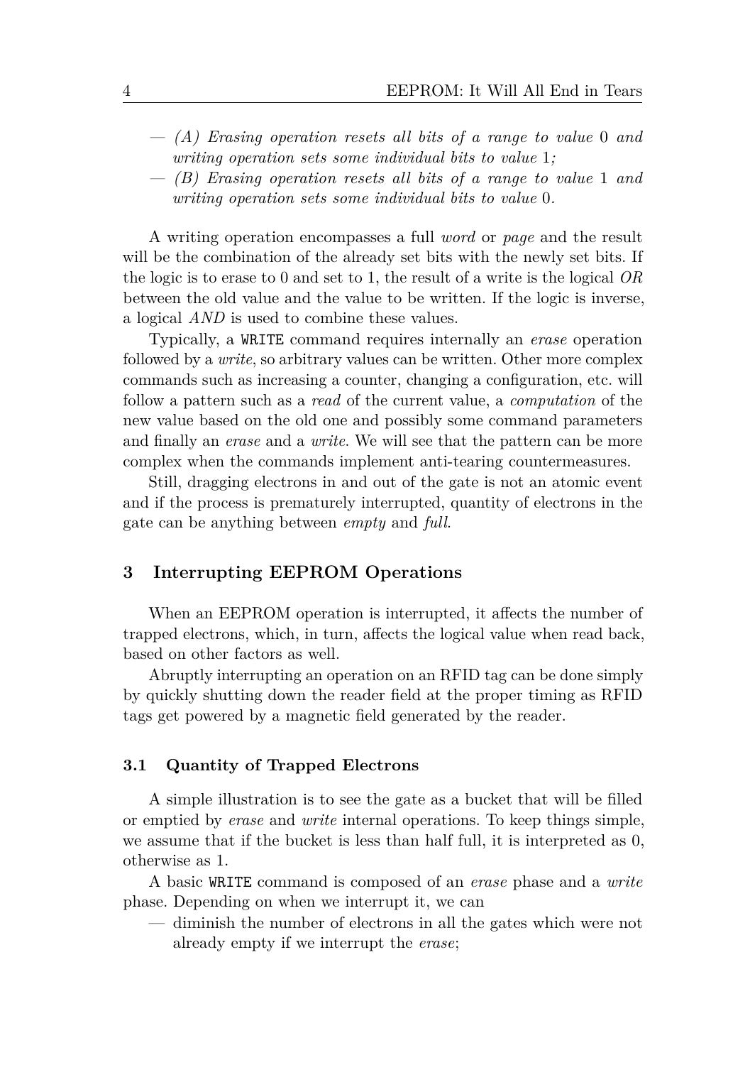— *(A) Erasing operation resets all bits of a range to value* 0 *and writing operation sets some individual bits to value* 1*;*

— *(B) Erasing operation resets all bits of a range to value* 1 *and writing operation sets some individual bits to value* 0*.*

A writing operation encompasses a full *word* or *page* and the result will be the combination of the already set bits with the newly set bits. If the logic is to erase to 0 and set to 1, the result of a write is the logical *OR* between the old value and the value to be written. If the logic is inverse, a logical *AND* is used to combine these values.

Typically, a `WRITE` command requires internally an *erase* operation followed by a *write*, so arbitrary values can be written. Other more complex commands such as increasing a counter, changing a configuration, etc. will follow a pattern such as a *read* of the current value, a *computation* of the new value based on the old one and possibly some command parameters and finally an *erase* and a *write*. We will see that the pattern can be more complex when the commands implement anti-tearing countermeasures.

Still, dragging electrons in and out of the gate is not an atomic event and if the process is prematurely interrupted, quantity of electrons in the gate can be anything between *empty* and *full*.

## 3 Interrupting EEPROM Operations

When an EEPROM operation is interrupted, it affects the number of trapped electrons, which, in turn, affects the logical value when read back, based on other factors as well.

Abruptly interrupting an operation on an RFID tag can be done simply by quickly shutting down the reader field at the proper timing as RFID tags get powered by a magnetic field generated by the reader.

### 3.1 Quantity of Trapped Electrons

A simple illustration is to see the gate as a bucket that will be filled or emptied by *erase* and *write* internal operations. To keep things simple, we assume that if the bucket is less than half full, it is interpreted as 0, otherwise as 1.

A basic `WRITE` command is composed of an *erase* phase and a *write* phase. Depending on when we interrupt it, we can

— diminish the number of electrons in all the gates which were not already empty if we interrupt the *erase*;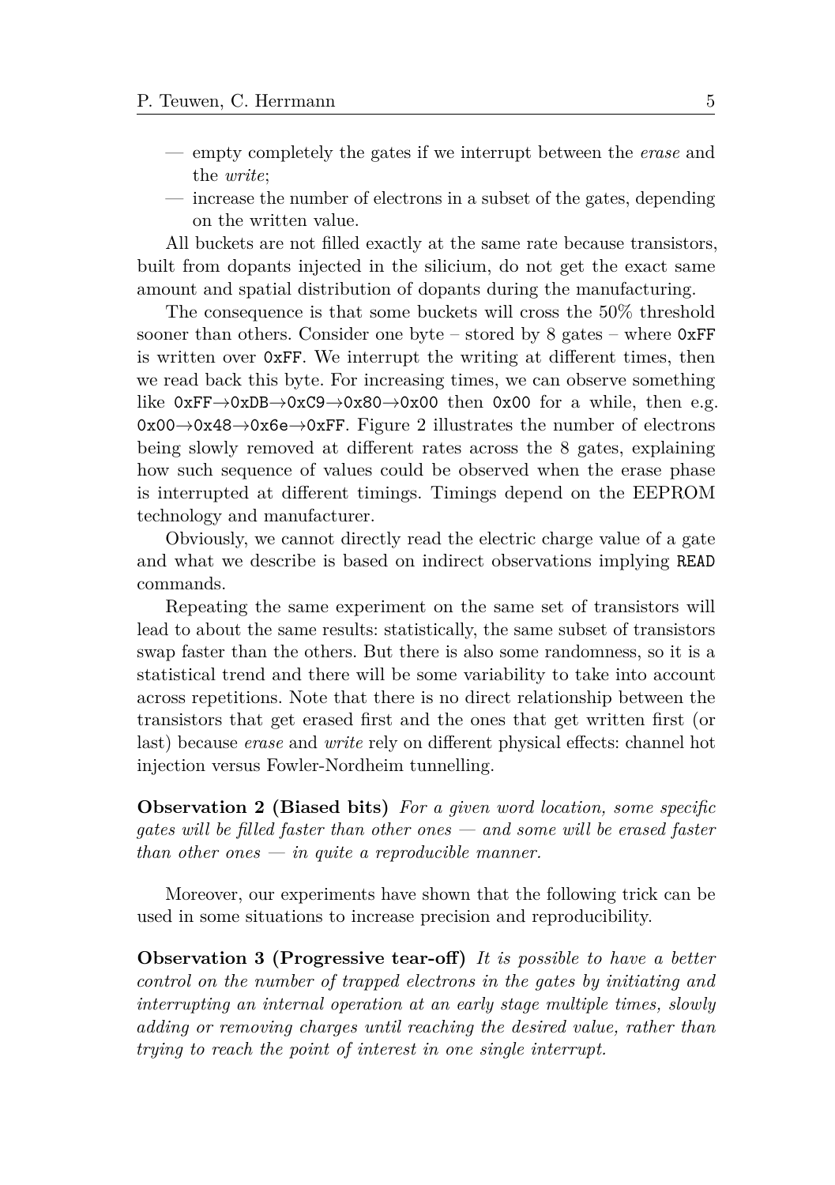— empty completely the gates if we interrupt between the *erase* and the *write*;

— increase the number of electrons in a subset of the gates, depending on the written value.

All buckets are not filled exactly at the same rate because transistors, built from dopants injected in the silicium, do not get the exact same amount and spatial distribution of dopants during the manufacturing.

The consequence is that some buckets will cross the 50% threshold sooner than others. Consider one byte – stored by 8 gates – where `0xFF` is written over `0xFF`. We interrupt the writing at different times, then we read back this byte. For increasing times, we can observe something like `0xFF`→`0xDB`→`0xC9`→`0x80`→`0x00` then `0x00` for a while, then e.g. `0x00`→`0x48`→`0x6e`→`0xFF`. Figure 2 illustrates the number of electrons being slowly removed at different rates across the 8 gates, explaining how such sequence of values could be observed when the erase phase is interrupted at different timings. Timings depend on the EEPROM technology and manufacturer.

Obviously, we cannot directly read the electric charge value of a gate and what we describe is based on indirect observations implying `READ` commands.

Repeating the same experiment on the same set of transistors will lead to about the same results: statistically, the same subset of transistors swap faster than the others. But there is also some randomness, so it is a statistical trend and there will be some variability to take into account across repetitions. Note that there is no direct relationship between the transistors that get erased first and the ones that get written first (or last) because *erase* and *write* rely on different physical effects: channel hot injection versus Fowler-Nordheim tunnelling.

**Observation 2 (Biased bits)** *For a given word location, some specific gates will be filled faster than other ones — and some will be erased faster than other ones — in quite a reproducible manner.*

Moreover, our experiments have shown that the following trick can be used in some situations to increase precision and reproducibility.

**Observation 3 (Progressive tear-off)** *It is possible to have a better control on the number of trapped electrons in the gates by initiating and interrupting an internal operation at an early stage multiple times, slowly adding or removing charges until reaching the desired value, rather than trying to reach the point of interest in one single interrupt.*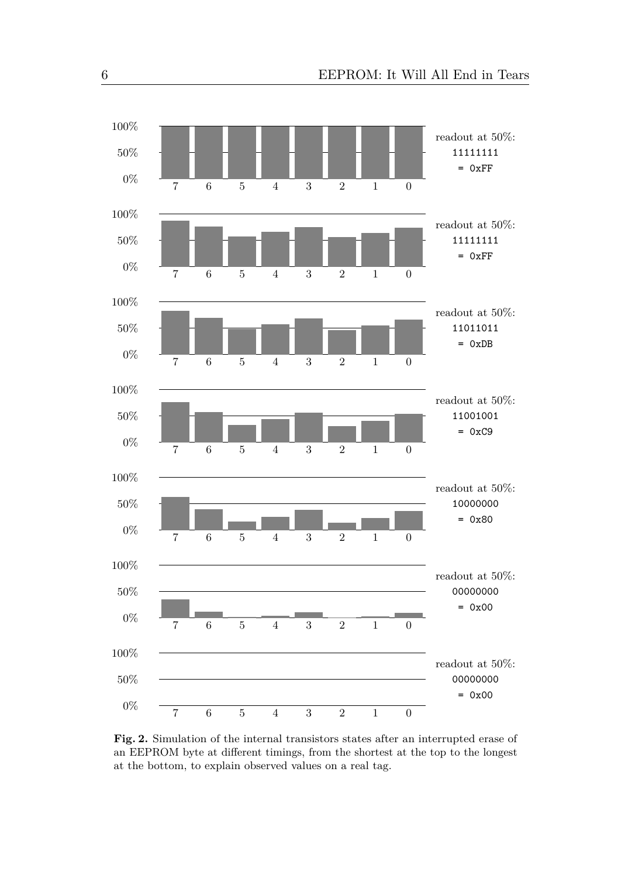**Fig. 2.** Simulation of the internal transistors states after an interrupted erase of an EEPROM byte at different timings, from the shortest at the top to the longest at the bottom, to explain observed values on a real tag.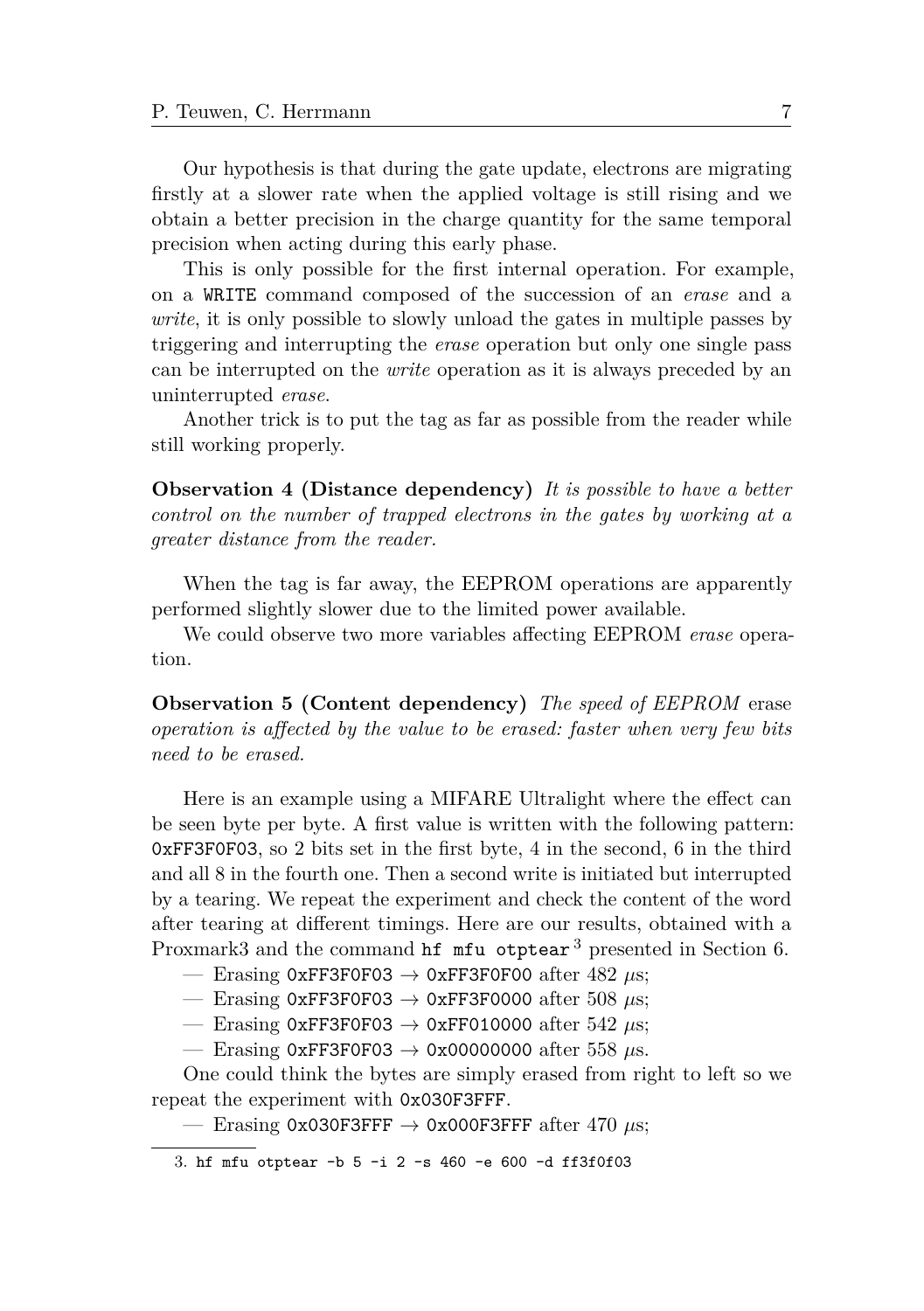Our hypothesis is that during the gate update, electrons are migrating firstly at a slower rate when the applied voltage is still rising and we obtain a better precision in the charge quantity for the same temporal precision when acting during this early phase.

This is only possible for the first internal operation. For example, on a `WRITE` command composed of the succession of an *erase* and a *write*, it is only possible to slowly unload the gates in multiple passes by triggering and interrupting the *erase* operation but only one single pass can be interrupted on the *write* operation as it is always preceded by an uninterrupted *erase*.

Another trick is to put the tag as far as possible from the reader while still working properly.

**Observation 4 (Distance dependency)** *It is possible to have a better control on the number of trapped electrons in the gates by working at a greater distance from the reader.*

When the tag is far away, the EEPROM operations are apparently performed slightly slower due to the limited power available.

We could observe two more variables affecting EEPROM *erase* operation.

**Observation 5 (Content dependency)** *The speed of EEPROM* erase *operation is affected by the value to be erased: faster when very few bits need to be erased.*

Here is an example using a MIFARE Ultralight where the effect can be seen byte per byte. A first value is written with the following pattern: `0xFF3F0F03`, so 2 bits set in the first byte, 4 in the second, 6 in the third and all 8 in the fourth one. Then a second write is initiated but interrupted by a tearing. We repeat the experiment and check the content of the word after tearing at different timings. Here are our results, obtained with a Proxmark3 and the command `hf mfu otptear`[3] presented in Section 6.

— Erasing `0xFF3F0F03` → `0xFF3F0F00` after 482 $\mu$s;
— Erasing `0xFF3F0F03` → `0xFF3F0000` after 508 $\mu$s;
— Erasing `0xFF3F0F03` → `0xFF010000` after 542 $\mu$s;
— Erasing `0xFF3F0F03` → `0x00000000` after 558 $\mu$s.

One could think the bytes are simply erased from right to left so we repeat the experiment with `0x030F3FFF`.

— Erasing `0x030F3FFF` → `0x000F3FFF` after 470 $\mu$s;

3. `hf mfu otptear -b 5 -i 2 -s 460 -e 600 -d ff3f0f03`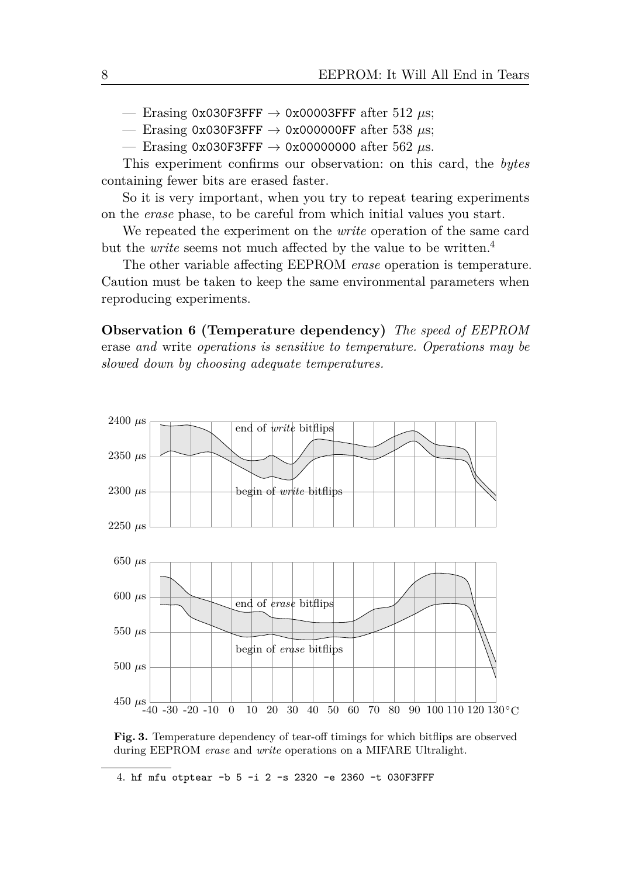- Erasing `0x030F3FFF` → `0x00003FFF` after 512 $\mu$s;
- Erasing `0x030F3FFF` → `0x000000FF` after 538 $\mu$s;
- Erasing `0x030F3FFF` → `0x00000000` after 562 $\mu$s.

This experiment confirms our observation: on this card, the *bytes* containing fewer bits are erased faster.

So it is very important, when you try to repeat tearing experiments on the *erase* phase, to be careful from which initial values you start.

We repeated the experiment on the *write* operation of the same card but the *write* seems not much affected by the value to be written.[4]

The other variable affecting EEPROM *erase* operation is temperature. Caution must be taken to keep the same environmental parameters when reproducing experiments.

**Observation 6 (Temperature dependency)** *The speed of EEPROM* erase *and* write *operations is sensitive to temperature. Operations may be slowed down by choosing adequate temperatures.*

**Fig. 3.** Temperature dependency of tear-off timings for which bitflips are observed during EEPROM *erase* and *write* operations on a MIFARE Ultralight.

4. `hf mfu otptear -b 5 -i 2 -s 2320 -e 2360 -t 030F3FFF`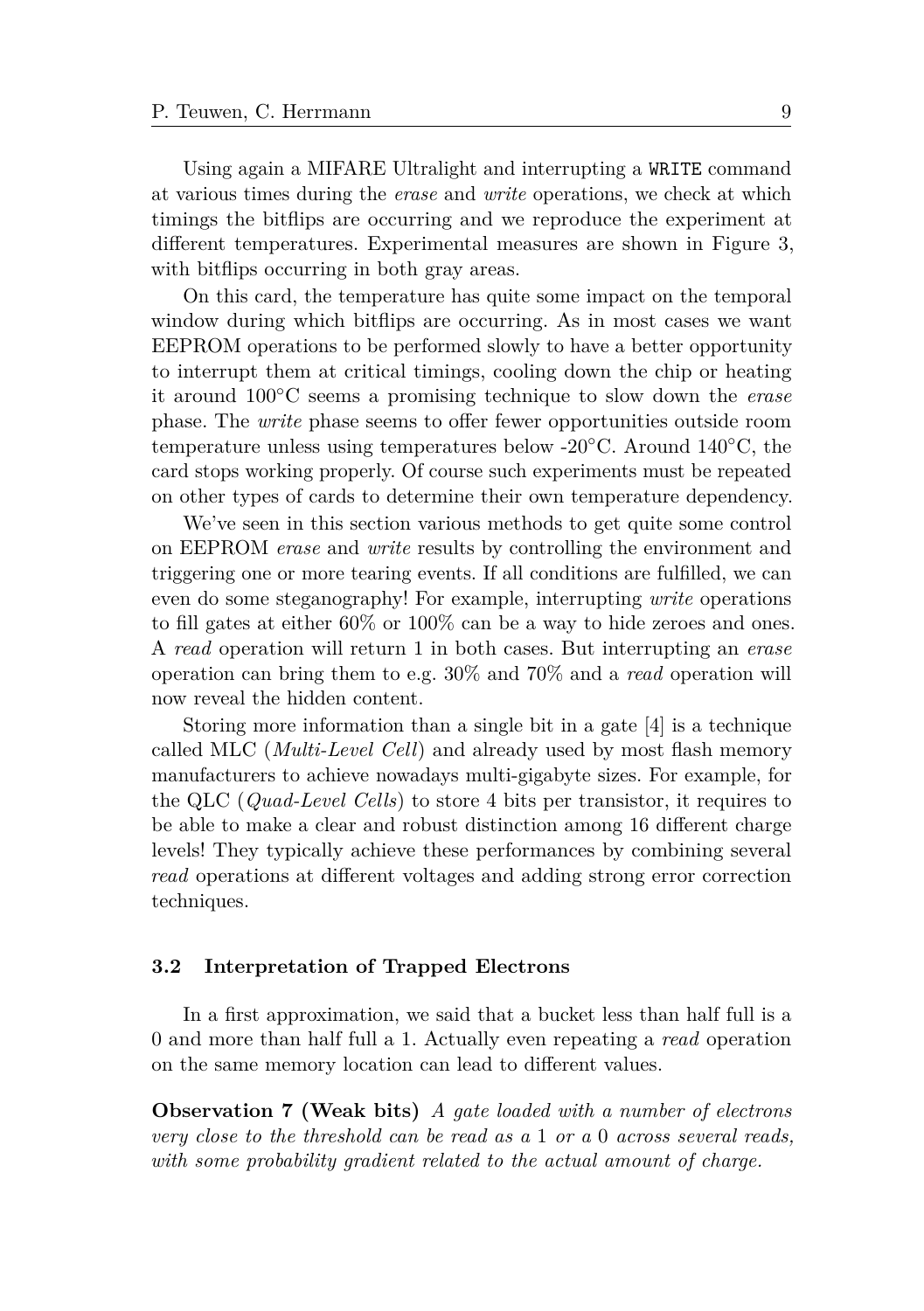Using again a MIFARE Ultralight and interrupting a `WRITE` command at various times during the *erase* and *write* operations, we check at which timings the bitflips are occurring and we reproduce the experiment at different temperatures. Experimental measures are shown in Figure 3, with bitflips occurring in both gray areas.

On this card, the temperature has quite some impact on the temporal window during which bitflips are occurring. As in most cases we want EEPROM operations to be performed slowly to have a better opportunity to interrupt them at critical timings, cooling down the chip or heating it around 100°C seems a promising technique to slow down the *erase* phase. The *write* phase seems to offer fewer opportunities outside room temperature unless using temperatures below -20°C. Around 140°C, the card stops working properly. Of course such experiments must be repeated on other types of cards to determine their own temperature dependency.

We've seen in this section various methods to get quite some control on EEPROM *erase* and *write* results by controlling the environment and triggering one or more tearing events. If all conditions are fulfilled, we can even do some steganography! For example, interrupting *write* operations to fill gates at either 60% or 100% can be a way to hide zeroes and ones. A *read* operation will return 1 in both cases. But interrupting an *erase* operation can bring them to e.g. 30% and 70% and a *read* operation will now reveal the hidden content.

Storing more information than a single bit in a gate [4] is a technique called MLC (*Multi-Level Cell*) and already used by most flash memory manufacturers to achieve nowadays multi-gigabyte sizes. For example, for the QLC (*Quad-Level Cells*) to store 4 bits per transistor, it requires to be able to make a clear and robust distinction among 16 different charge levels! They typically achieve these performances by combining several *read* operations at different voltages and adding strong error correction techniques.

### 3.2 Interpretation of Trapped Electrons

In a first approximation, we said that a bucket less than half full is a 0 and more than half full a 1. Actually even repeating a *read* operation on the same memory location can lead to different values.

**Observation 7 (Weak bits)** *A gate loaded with a number of electrons very close to the threshold can be read as a* 1 *or a* 0 *across several reads, with some probability gradient related to the actual amount of charge.*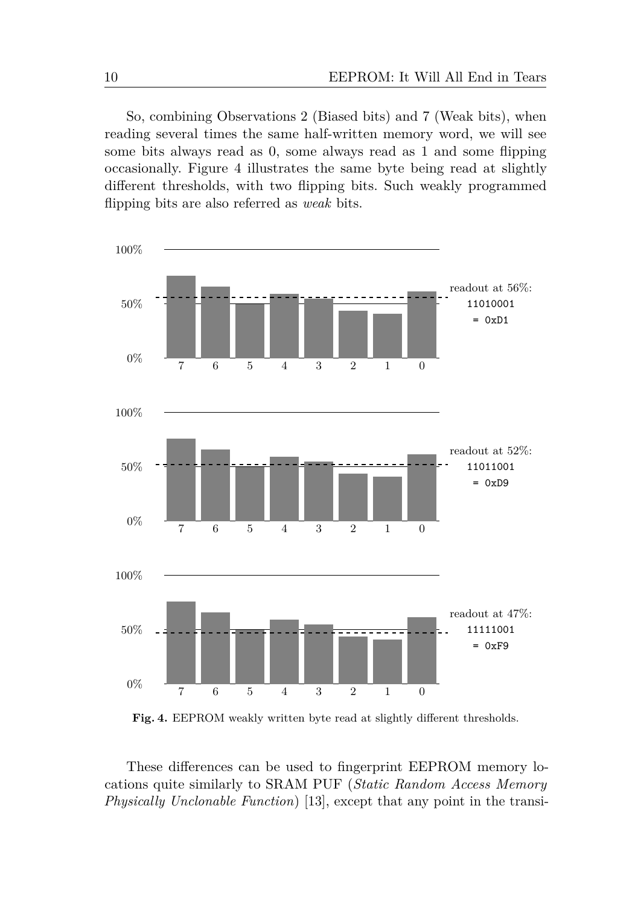So, combining Observations 2 (Biased bits) and 7 (Weak bits), when reading several times the same half-written memory word, we will see some bits always read as 0, some always read as 1 and some flipping occasionally. Figure 4 illustrates the same byte being read at slightly different thresholds, with two flipping bits. Such weakly programmed flipping bits are also referred as *weak* bits.

**Fig. 4.** EEPROM weakly written byte read at slightly different thresholds.

These differences can be used to fingerprint EEPROM memory locations quite similarly to SRAM PUF (*Static Random Access Memory Physically Unclonable Function*) [13], except that any point in the transi-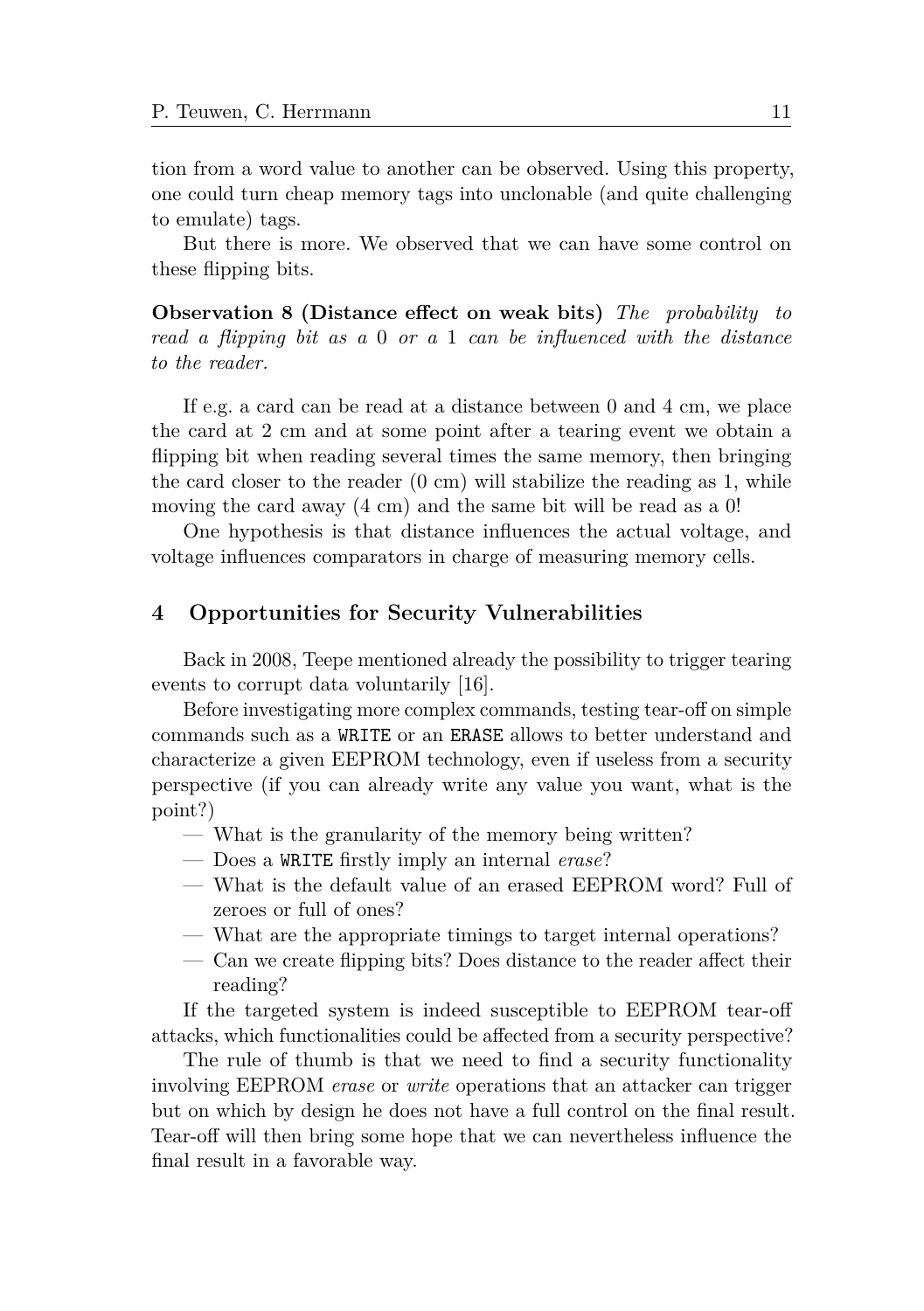tion from a word value to another can be observed. Using this property, one could turn cheap memory tags into unclonable (and quite challenging to emulate) tags.

But there is more. We observed that we can have some control on these flipping bits.

**Observation 8 (Distance effect on weak bits)** *The probability to read a flipping bit as a* 0 *or a* 1 *can be influenced with the distance to the reader.*

If e.g. a card can be read at a distance between 0 and 4 cm, we place the card at 2 cm and at some point after a tearing event we obtain a flipping bit when reading several times the same memory, then bringing the card closer to the reader (0 cm) will stabilize the reading as 1, while moving the card away (4 cm) and the same bit will be read as a 0!

One hypothesis is that distance influences the actual voltage, and voltage influences comparators in charge of measuring memory cells.

## 4 Opportunities for Security Vulnerabilities

Back in 2008, Teepe mentioned already the possibility to trigger tearing events to corrupt data voluntarily [16].

Before investigating more complex commands, testing tear-off on simple commands such as a `WRITE` or an `ERASE` allows to better understand and characterize a given EEPROM technology, even if useless from a security perspective (if you can already write any value you want, what is the point?)

- What is the granularity of the memory being written?
- Does a `WRITE` firstly imply an internal *erase*?
- What is the default value of an erased EEPROM word? Full of zeroes or full of ones?
- What are the appropriate timings to target internal operations?
- Can we create flipping bits? Does distance to the reader affect their reading?

If the targeted system is indeed susceptible to EEPROM tear-off attacks, which functionalities could be affected from a security perspective?

The rule of thumb is that we need to find a security functionality involving EEPROM *erase* or *write* operations that an attacker can trigger but on which by design he does not have a full control on the final result. Tear-off will then bring some hope that we can nevertheless influence the final result in a favorable way.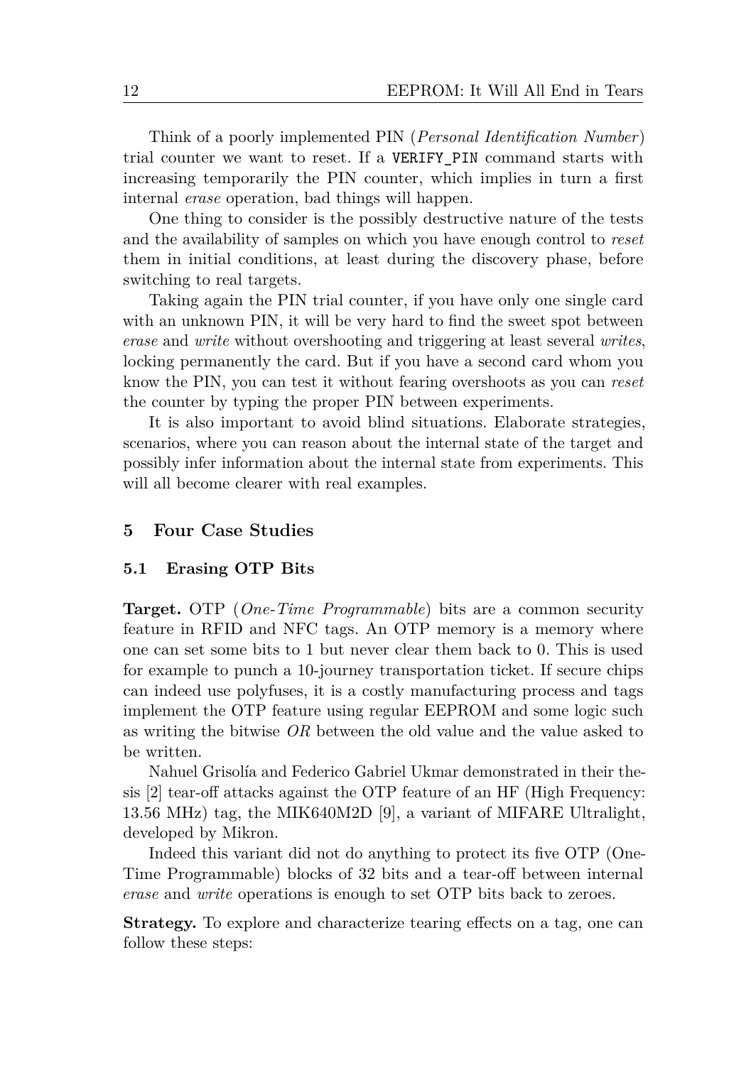Think of a poorly implemented PIN (*Personal Identification Number*) trial counter we want to reset. If a `VERIFY_PIN` command starts with increasing temporarily the PIN counter, which implies in turn a first internal *erase* operation, bad things will happen.

One thing to consider is the possibly destructive nature of the tests and the availability of samples on which you have enough control to *reset* them in initial conditions, at least during the discovery phase, before switching to real targets.

Taking again the PIN trial counter, if you have only one single card with an unknown PIN, it will be very hard to find the sweet spot between *erase* and *write* without overshooting and triggering at least several *writes*, locking permanently the card. But if you have a second card whom you know the PIN, you can test it without fearing overshoots as you can *reset* the counter by typing the proper PIN between experiments.

It is also important to avoid blind situations. Elaborate strategies, scenarios, where you can reason about the internal state of the target and possibly infer information about the internal state from experiments. This will all become clearer with real examples.

## 5 Four Case Studies

### 5.1 Erasing OTP Bits

**Target.** OTP (*One-Time Programmable*) bits are a common security feature in RFID and NFC tags. An OTP memory is a memory where one can set some bits to 1 but never clear them back to 0. This is used for example to punch a 10-journey transportation ticket. If secure chips can indeed use polyfuses, it is a costly manufacturing process and tags implement the OTP feature using regular EEPROM and some logic such as writing the bitwise *OR* between the old value and the value asked to be written.

Nahuel Grisolía and Federico Gabriel Ukmar demonstrated in their thesis [2] tear-off attacks against the OTP feature of an HF (High Frequency: 13.56 MHz) tag, the MIK640M2D [9], a variant of MIFARE Ultralight, developed by Mikron.

Indeed this variant did not do anything to protect its five OTP (One-Time Programmable) blocks of 32 bits and a tear-off between internal *erase* and *write* operations is enough to set OTP bits back to zeroes.

**Strategy.** To explore and characterize tearing effects on a tag, one can follow these steps: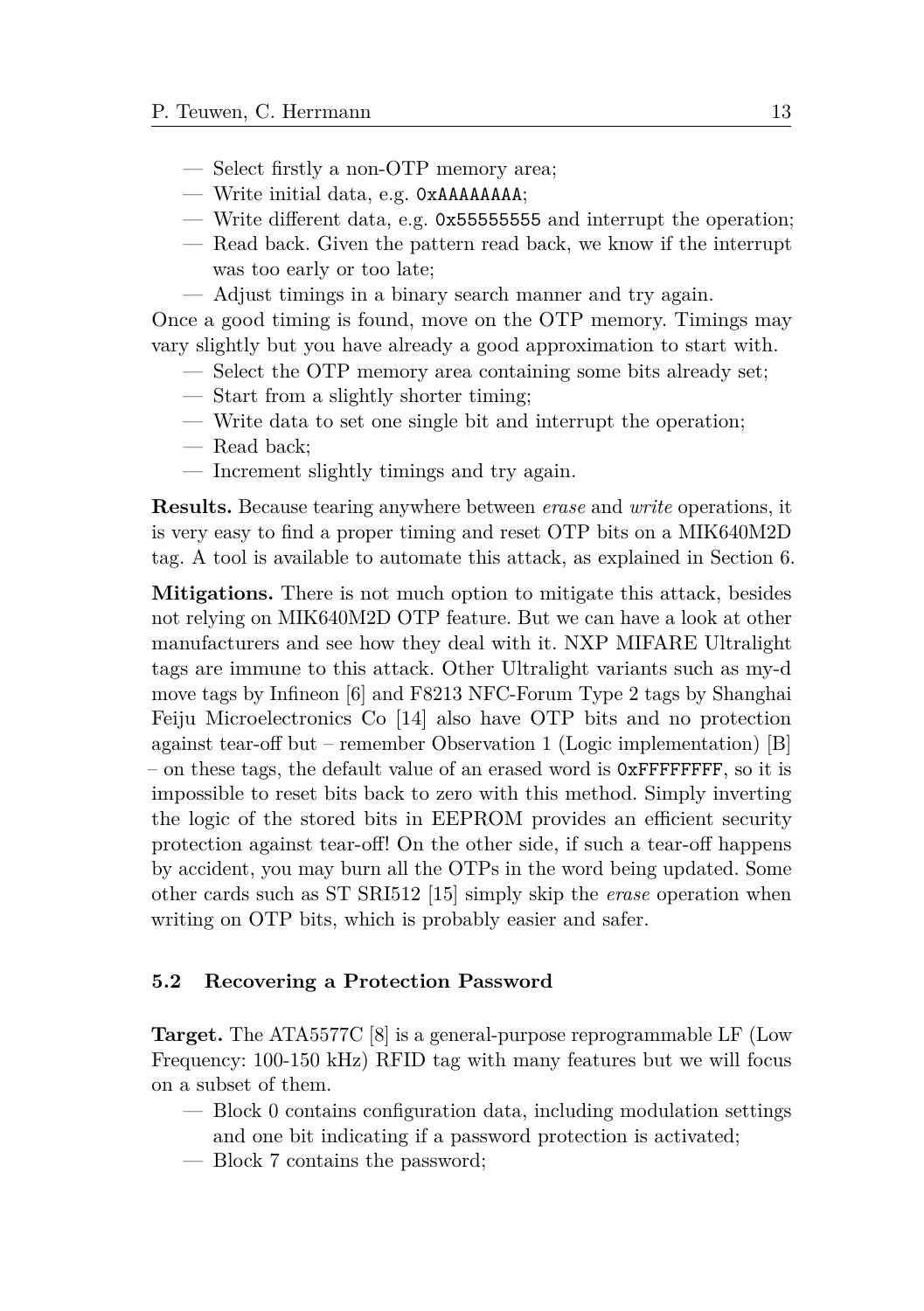— Select firstly a non-OTP memory area;
— Write initial data, e.g. `0xAAAAAAAA`;
— Write different data, e.g. `0x55555555` and interrupt the operation;
— Read back. Given the pattern read back, we know if the interrupt was too early or too late;
— Adjust timings in a binary search manner and try again.

Once a good timing is found, move on the OTP memory. Timings may vary slightly but you have already a good approximation to start with.

— Select the OTP memory area containing some bits already set;
— Start from a slightly shorter timing;
— Write data to set one single bit and interrupt the operation;
— Read back;
— Increment slightly timings and try again.

**Results.** Because tearing anywhere between *erase* and *write* operations, it is very easy to find a proper timing and reset OTP bits on a MIK640M2D tag. A tool is available to automate this attack, as explained in Section 6.

**Mitigations.** There is not much option to mitigate this attack, besides not relying on MIK640M2D OTP feature. But we can have a look at other manufacturers and see how they deal with it. NXP MIFARE Ultralight tags are immune to this attack. Other Ultralight variants such as my-d move tags by Infineon [6] and F8213 NFC-Forum Type 2 tags by Shanghai Feiju Microelectronics Co [14] also have OTP bits and no protection against tear-off but – remember Observation 1 (Logic implementation) [B] – on these tags, the default value of an erased word is `0xFFFFFFFF`, so it is impossible to reset bits back to zero with this method. Simply inverting the logic of the stored bits in EEPROM provides an efficient security protection against tear-off! On the other side, if such a tear-off happens by accident, you may burn all the OTPs in the word being updated. Some other cards such as ST SRI512 [15] simply skip the *erase* operation when writing on OTP bits, which is probably easier and safer.

### 5.2 Recovering a Protection Password

**Target.** The ATA5577C [8] is a general-purpose reprogrammable LF (Low Frequency: 100-150 kHz) RFID tag with many features but we will focus on a subset of them.

— Block 0 contains configuration data, including modulation settings and one bit indicating if a password protection is activated;
— Block 7 contains the password;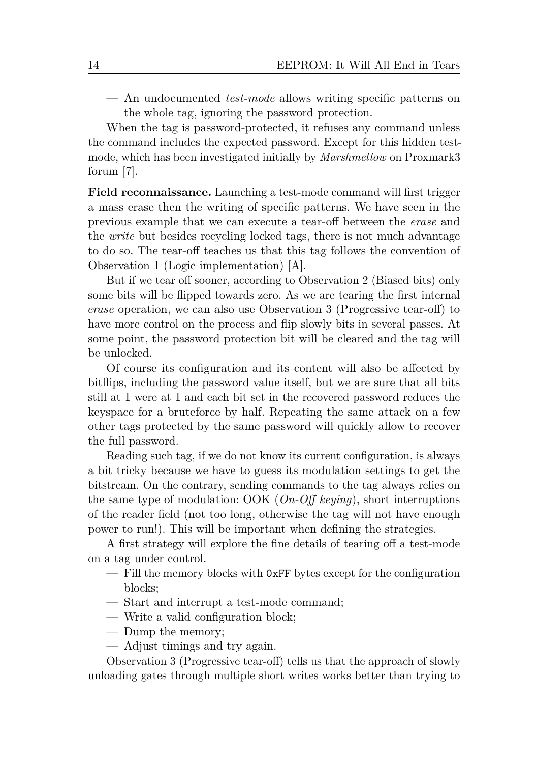- An undocumented *test-mode* allows writing specific patterns on the whole tag, ignoring the password protection.

When the tag is password-protected, it refuses any command unless the command includes the expected password. Except for this hidden test-mode, which has been investigated initially by *Marshmellow* on Proxmark3 forum [7].

**Field reconnaissance.** Launching a test-mode command will first trigger a mass erase then the writing of specific patterns. We have seen in the previous example that we can execute a tear-off between the *erase* and the *write* but besides recycling locked tags, there is not much advantage to do so. The tear-off teaches us that this tag follows the convention of Observation 1 (Logic implementation) [A].

But if we tear off sooner, according to Observation 2 (Biased bits) only some bits will be flipped towards zero. As we are tearing the first internal *erase* operation, we can also use Observation 3 (Progressive tear-off) to have more control on the process and flip slowly bits in several passes. At some point, the password protection bit will be cleared and the tag will be unlocked.

Of course its configuration and its content will also be affected by bitflips, including the password value itself, but we are sure that all bits still at 1 were at 1 and each bit set in the recovered password reduces the keyspace for a bruteforce by half. Repeating the same attack on a few other tags protected by the same password will quickly allow to recover the full password.

Reading such tag, if we do not know its current configuration, is always a bit tricky because we have to guess its modulation settings to get the bitstream. On the contrary, sending commands to the tag always relies on the same type of modulation: OOK (*On-Off keying*), short interruptions of the reader field (not too long, otherwise the tag will not have enough power to run!). This will be important when defining the strategies.

A first strategy will explore the fine details of tearing off a test-mode on a tag under control.

- Fill the memory blocks with `0xFF` bytes except for the configuration blocks;
- Start and interrupt a test-mode command;
- Write a valid configuration block;
- Dump the memory;
- Adjust timings and try again.

Observation 3 (Progressive tear-off) tells us that the approach of slowly unloading gates through multiple short writes works better than trying to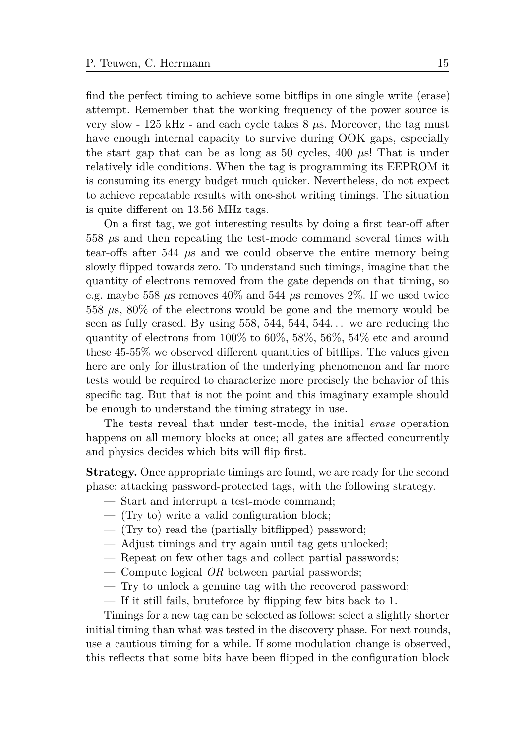find the perfect timing to achieve some bitflips in one single write (erase) attempt. Remember that the working frequency of the power source is very slow - 125 kHz - and each cycle takes 8 $\mu$s. Moreover, the tag must have enough internal capacity to survive during OOK gaps, especially the start gap that can be as long as 50 cycles, 400 $\mu$s! That is under relatively idle conditions. When the tag is programming its EEPROM it is consuming its energy budget much quicker. Nevertheless, do not expect to achieve repeatable results with one-shot writing timings. The situation is quite different on 13.56 MHz tags.

On a first tag, we got interesting results by doing a first tear-off after 558 $\mu$s and then repeating the test-mode command several times with tear-offs after 544 $\mu$s and we could observe the entire memory being slowly flipped towards zero. To understand such timings, imagine that the quantity of electrons removed from the gate depends on that timing, so e.g. maybe 558 $\mu$s removes 40% and 544 $\mu$s removes 2%. If we used twice 558 $\mu$s, 80% of the electrons would be gone and the memory would be seen as fully erased. By using 558, 544, 544, 544… we are reducing the quantity of electrons from 100% to 60%, 58%, 56%, 54% etc and around these 45-55% we observed different quantities of bitflips. The values given here are only for illustration of the underlying phenomenon and far more tests would be required to characterize more precisely the behavior of this specific tag. But that is not the point and this imaginary example should be enough to understand the timing strategy in use.

The tests reveal that under test-mode, the initial *erase* operation happens on all memory blocks at once; all gates are affected concurrently and physics decides which bits will flip first.

**Strategy.** Once appropriate timings are found, we are ready for the second phase: attacking password-protected tags, with the following strategy.

- Start and interrupt a test-mode command;
- (Try to) write a valid configuration block;
- (Try to) read the (partially bitflipped) password;
- Adjust timings and try again until tag gets unlocked;
- Repeat on few other tags and collect partial passwords;
- Compute logical *OR* between partial passwords;
- Try to unlock a genuine tag with the recovered password;
- If it still fails, bruteforce by flipping few bits back to 1.

Timings for a new tag can be selected as follows: select a slightly shorter initial timing than what was tested in the discovery phase. For next rounds, use a cautious timing for a while. If some modulation change is observed, this reflects that some bits have been flipped in the configuration block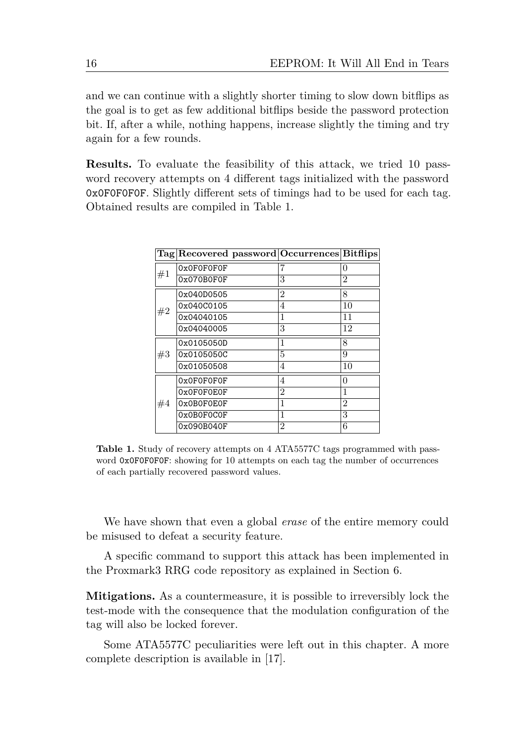and we can continue with a slightly shorter timing to slow down bitflips as the goal is to get as few additional bitflips beside the password protection bit. If, after a while, nothing happens, increase slightly the timing and try again for a few rounds.

**Results.** To evaluate the feasibility of this attack, we tried 10 password recovery attempts on 4 different tags initialized with the password `0x0F0F0F0F`. Slightly different sets of timings had to be used for each tag. Obtained results are compiled in Table 1.

| Tag | Recovered password | Occurrences | Bitflips |
|---|---|---|---|
| #1 | `0x0F0F0F0F` | 7 | 0 |
| | `0x070B0F0F` | 3 | 2 |
| #2 | `0x040D0505` | 2 | 8 |
| | `0x040C0105` | 4 | 10 |
| | `0x04040105` | 1 | 11 |
| | `0x04040005` | 3 | 12 |
| #3 | `0x0105050D` | 1 | 8 |
| | `0x0105050C` | 5 | 9 |
| | `0x01050508` | 4 | 10 |
| #4 | `0x0F0F0F0F` | 4 | 0 |
| | `0x0F0F0E0F` | 2 | 1 |
| | `0x0B0F0E0F` | 1 | 2 |
| | `0x0B0F0C0F` | 1 | 3 |
| | `0x090B040F` | 2 | 6 |

**Table 1.** Study of recovery attempts on 4 ATA5577C tags programmed with password `0x0F0F0F0F`: showing for 10 attempts on each tag the number of occurrences of each partially recovered password values.

We have shown that even a global *erase* of the entire memory could be misused to defeat a security feature.

A specific command to support this attack has been implemented in the Proxmark3 RRG code repository as explained in Section 6.

**Mitigations.** As a countermeasure, it is possible to irreversibly lock the test-mode with the consequence that the modulation configuration of the tag will also be locked forever.

Some ATA5577C peculiarities were left out in this chapter. A more complete description is available in [17].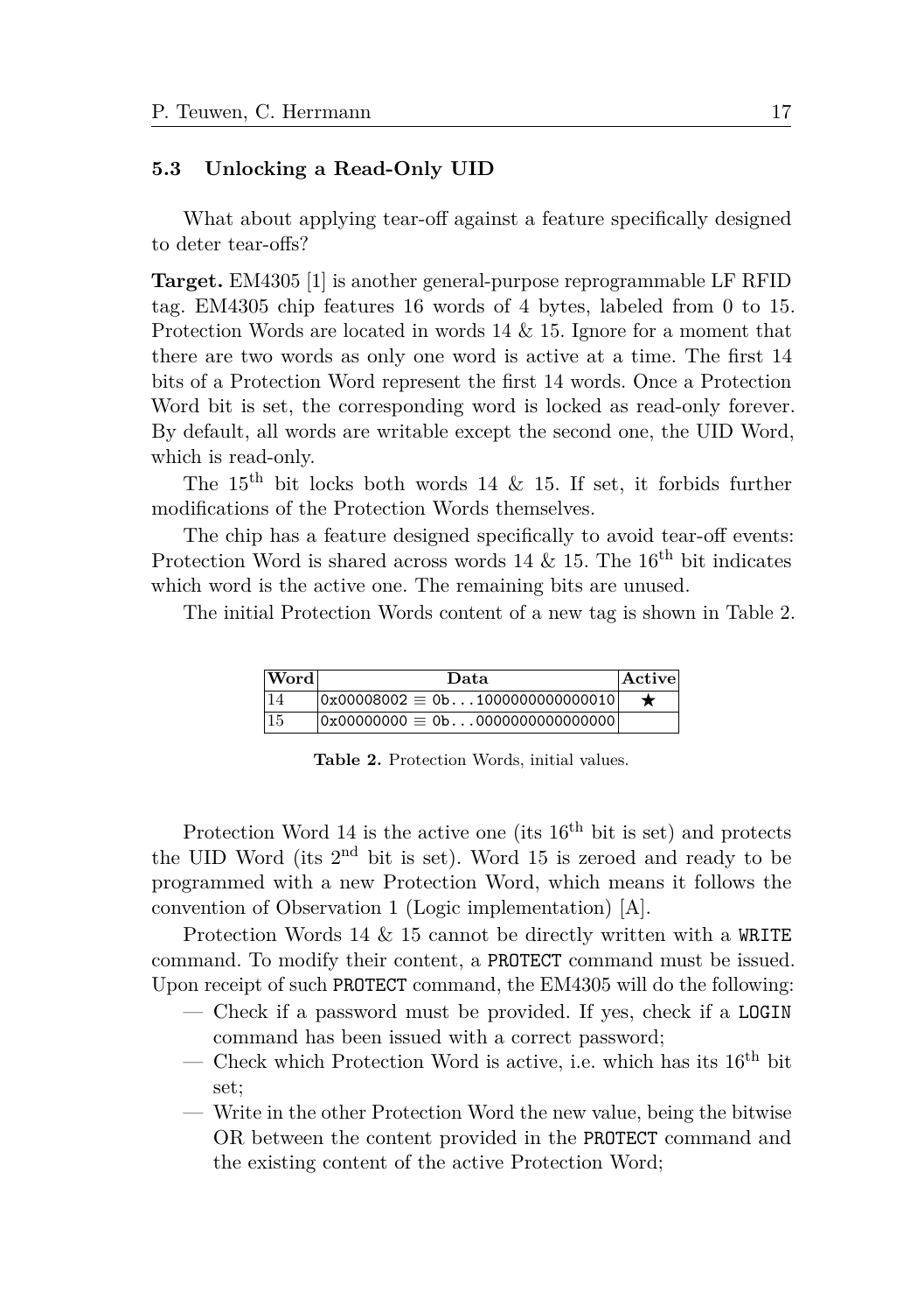### 5.3 Unlocking a Read-Only UID

What about applying tear-off against a feature specifically designed to deter tear-offs?

**Target.** EM4305 [1] is another general-purpose reprogrammable LF RFID tag. EM4305 chip features 16 words of 4 bytes, labeled from 0 to 15. Protection Words are located in words 14 & 15. Ignore for a moment that there are two words as only one word is active at a time. The first 14 bits of a Protection Word represent the first 14 words. Once a Protection Word bit is set, the corresponding word is locked as read-only forever. By default, all words are writable except the second one, the UID Word, which is read-only.

The $15^{\text{th}}$ bit locks both words 14 & 15. If set, it forbids further modifications of the Protection Words themselves.

The chip has a feature designed specifically to avoid tear-off events: Protection Word is shared across words 14 & 15. The $16^{\text{th}}$ bit indicates which word is the active one. The remaining bits are unused.

The initial Protection Words content of a new tag is shown in Table 2.

| Word | Data | Active |
|---|---|---|
| 14 | `0x00008002` ≡ `0b...1000000000000010` | ★ |
| 15 | `0x00000000` ≡ `0b...0000000000000000` | |

**Table 2.** Protection Words, initial values.

Protection Word 14 is the active one (its $16^{\text{th}}$ bit is set) and protects the UID Word (its $2^{\text{nd}}$ bit is set). Word 15 is zeroed and ready to be programmed with a new Protection Word, which means it follows the convention of Observation 1 (Logic implementation) [A].

Protection Words 14 & 15 cannot be directly written with a `WRITE` command. To modify their content, a `PROTECT` command must be issued. Upon receipt of such `PROTECT` command, the EM4305 will do the following:

- Check if a password must be provided. If yes, check if a `LOGIN` command has been issued with a correct password;
- Check which Protection Word is active, i.e. which has its $16^{\text{th}}$ bit set;
- Write in the other Protection Word the new value, being the bitwise OR between the content provided in the `PROTECT` command and the existing content of the active Protection Word;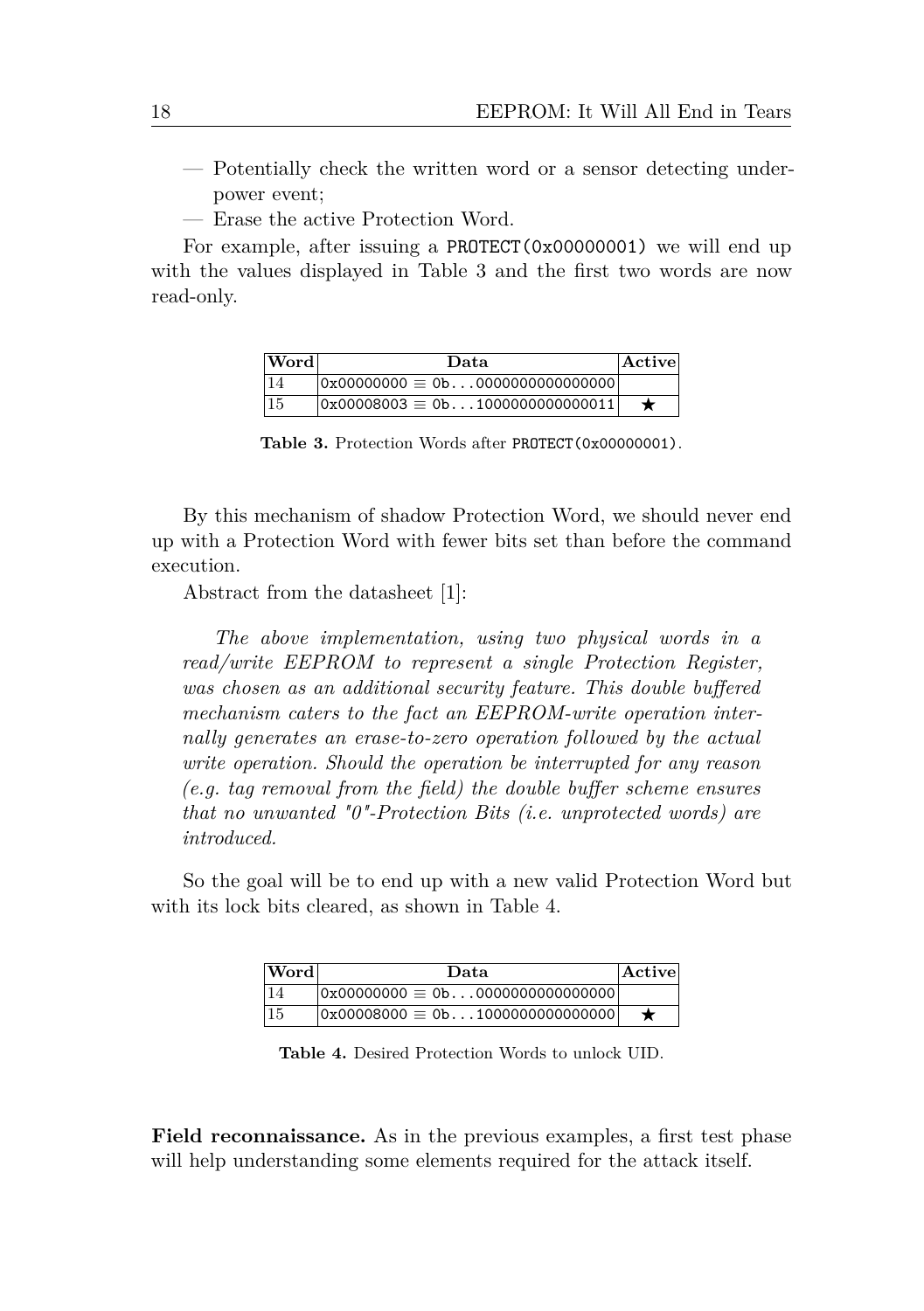— Potentially check the written word or a sensor detecting underpower event;

— Erase the active Protection Word.

For example, after issuing a `PROTECT(0x00000001)` we will end up with the values displayed in Table 3 and the first two words are now read-only.

| Word | Data | Active |
|---|---|---|
| 14 | `0x00000000` ≡ `0b...0000000000000000` | |
| 15 | `0x00008003` ≡ `0b...1000000000000011` | ★ |

**Table 3.** Protection Words after `PROTECT(0x00000001)`.

By this mechanism of shadow Protection Word, we should never end up with a Protection Word with fewer bits set than before the command execution.

Abstract from the datasheet [1]:

> *The above implementation, using two physical words in a read/write EEPROM to represent a single Protection Register, was chosen as an additional security feature. This double buffered mechanism caters to the fact an EEPROM-write operation internally generates an erase-to-zero operation followed by the actual write operation. Should the operation be interrupted for any reason (e.g. tag removal from the field) the double buffer scheme ensures that no unwanted "0"-Protection Bits (i.e. unprotected words) are introduced.*

So the goal will be to end up with a new valid Protection Word but with its lock bits cleared, as shown in Table 4.

| Word | Data | Active |
|---|---|---|
| 14 | `0x00000000` ≡ `0b...0000000000000000` | |
| 15 | `0x00008000` ≡ `0b...1000000000000000` | ★ |

**Table 4.** Desired Protection Words to unlock UID.

**Field reconnaissance.** As in the previous examples, a first test phase will help understanding some elements required for the attack itself.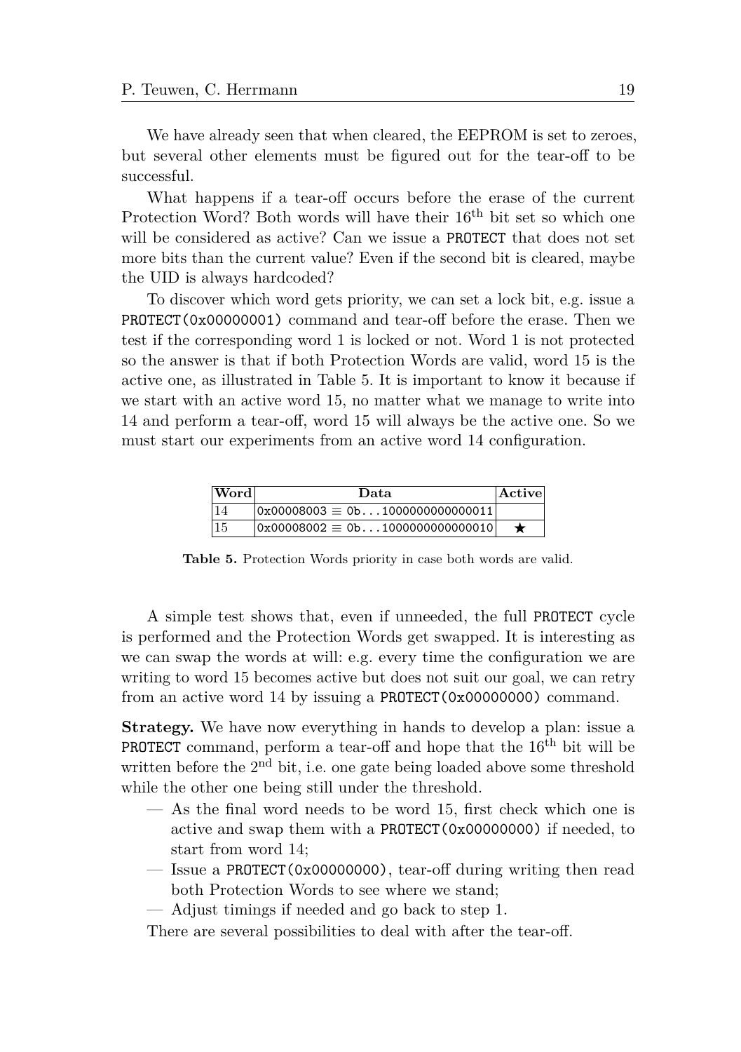We have already seen that when cleared, the EEPROM is set to zeroes, but several other elements must be figured out for the tear-off to be successful.

What happens if a tear-off occurs before the erase of the current Protection Word? Both words will have their $16^{\text{th}}$ bit set so which one will be considered as active? Can we issue a `PROTECT` that does not set more bits than the current value? Even if the second bit is cleared, maybe the UID is always hardcoded?

To discover which word gets priority, we can set a lock bit, e.g. issue a `PROTECT(0x00000001)` command and tear-off before the erase. Then we test if the corresponding word 1 is locked or not. Word 1 is not protected so the answer is that if both Protection Words are valid, word 15 is the active one, as illustrated in Table 5. It is important to know it because if we start with an active word 15, no matter what we manage to write into 14 and perform a tear-off, word 15 will always be the active one. So we must start our experiments from an active word 14 configuration.

| Word | Data | Active |
|---|---|---|
| 14 | `0x00008003` ≡ `0b...1000000000000011` | |
| 15 | `0x00008002` ≡ `0b...1000000000000010` | ★ |

**Table 5.** Protection Words priority in case both words are valid.

A simple test shows that, even if unneeded, the full `PROTECT` cycle is performed and the Protection Words get swapped. It is interesting as we can swap the words at will: e.g. every time the configuration we are writing to word 15 becomes active but does not suit our goal, we can retry from an active word 14 by issuing a `PROTECT(0x00000000)` command.

**Strategy.** We have now everything in hands to develop a plan: issue a `PROTECT` command, perform a tear-off and hope that the $16^{\text{th}}$ bit will be written before the $2^{\text{nd}}$ bit, i.e. one gate being loaded above some threshold while the other one being still under the threshold.

- As the final word needs to be word 15, first check which one is active and swap them with a `PROTECT(0x00000000)` if needed, to start from word 14;
- Issue a `PROTECT(0x00000000)`, tear-off during writing then read both Protection Words to see where we stand;
- Adjust timings if needed and go back to step 1.

There are several possibilities to deal with after the tear-off.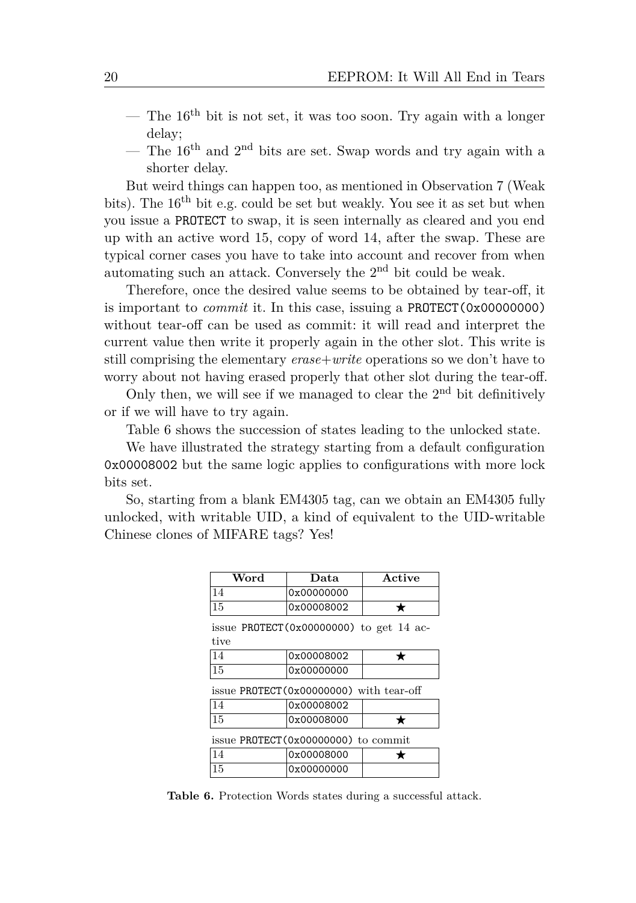— The $16^{th}$ bit is not set, it was too soon. Try again with a longer delay;

— The $16^{th}$ and $2^{nd}$ bits are set. Swap words and try again with a shorter delay.

But weird things can happen too, as mentioned in Observation 7 (Weak bits). The $16^{th}$ bit e.g. could be set but weakly. You see it as set but when you issue a `PROTECT` to swap, it is seen internally as cleared and you end up with an active word 15, copy of word 14, after the swap. These are typical corner cases you have to take into account and recover from when automating such an attack. Conversely the $2^{nd}$ bit could be weak.

Therefore, once the desired value seems to be obtained by tear-off, it is important to *commit* it. In this case, issuing a `PROTECT(0x00000000)` without tear-off can be used as commit: it will read and interpret the current value then write it properly again in the other slot. This write is still comprising the elementary *erase+write* operations so we don't have to worry about not having erased properly that other slot during the tear-off.

Only then, we will see if we managed to clear the $2^{nd}$ bit definitively or if we will have to try again.

Table 6 shows the succession of states leading to the unlocked state.

We have illustrated the strategy starting from a default configuration `0x00008002` but the same logic applies to configurations with more lock bits set.

So, starting from a blank EM4305 tag, can we obtain an EM4305 fully unlocked, with writable UID, a kind of equivalent to the UID-writable Chinese clones of MIFARE tags? Yes!

| Word | Data | Active |
|---|---|---|
| 14 | 0x00000000 | |
| 15 | 0x00008002 | ★ |
| issue `PROTECT(0x00000000)` to get 14 active | | |
| 14 | 0x00008002 | ★ |
| 15 | 0x00000000 | |
| issue `PROTECT(0x00000000)` with tear-off | | |
| 14 | 0x00008002 | |
| 15 | 0x00008000 | ★ |
| issue `PROTECT(0x00000000)` to commit | | |
| 14 | 0x00008000 | ★ |
| 15 | 0x00000000 | |

**Table 6.** Protection Words states during a successful attack.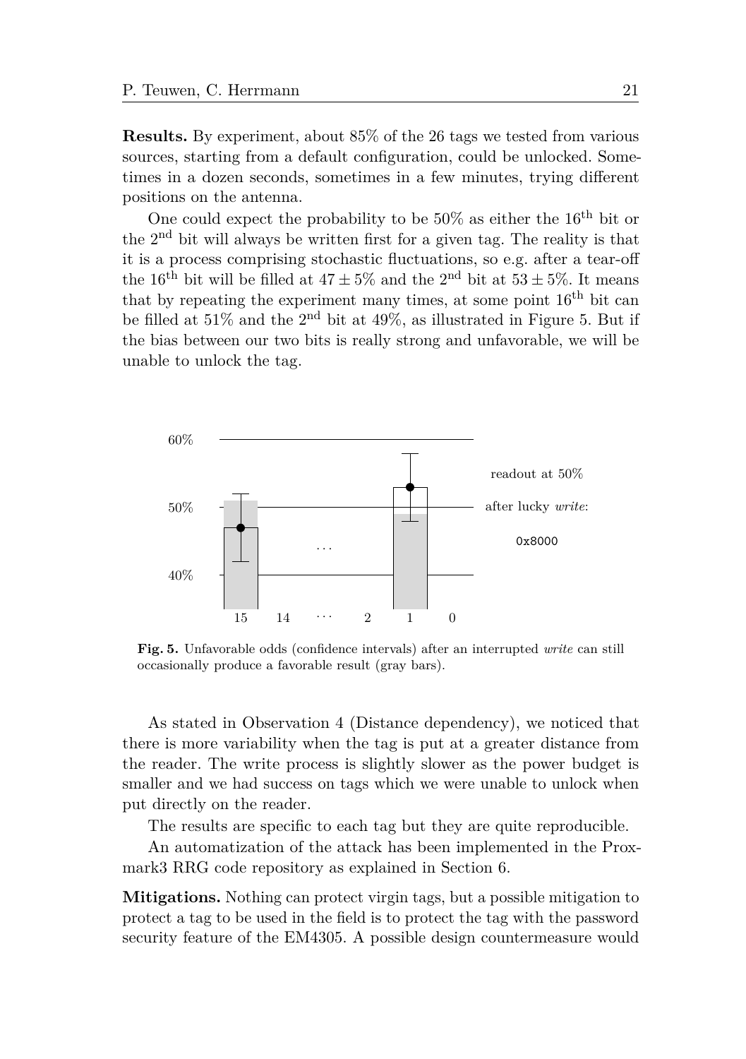**Results.** By experiment, about 85% of the 26 tags we tested from various sources, starting from a default configuration, could be unlocked. Sometimes in a dozen seconds, sometimes in a few minutes, trying different positions on the antenna.

One could expect the probability to be 50% as either the $16^{\text{th}}$ bit or the $2^{\text{nd}}$ bit will always be written first for a given tag. The reality is that it is a process comprising stochastic fluctuations, so e.g. after a tear-off the $16^{\text{th}}$ bit will be filled at $47 \pm 5\%$ and the $2^{\text{nd}}$ bit at $53 \pm 5\%$. It means that by repeating the experiment many times, at some point $16^{\text{th}}$ bit can be filled at 51% and the $2^{\text{nd}}$ bit at 49%, as illustrated in Figure 5. But if the bias between our two bits is really strong and unfavorable, we will be unable to unlock the tag.

**Fig. 5.** Unfavorable odds (confidence intervals) after an interrupted *write* can still occasionally produce a favorable result (gray bars).

As stated in Observation 4 (Distance dependency), we noticed that there is more variability when the tag is put at a greater distance from the reader. The write process is slightly slower as the power budget is smaller and we had success on tags which we were unable to unlock when put directly on the reader.

The results are specific to each tag but they are quite reproducible.

An automatization of the attack has been implemented in the Proxmark3 RRG code repository as explained in Section 6.

**Mitigations.** Nothing can protect virgin tags, but a possible mitigation to protect a tag to be used in the field is to protect the tag with the password security feature of the EM4305. A possible design countermeasure would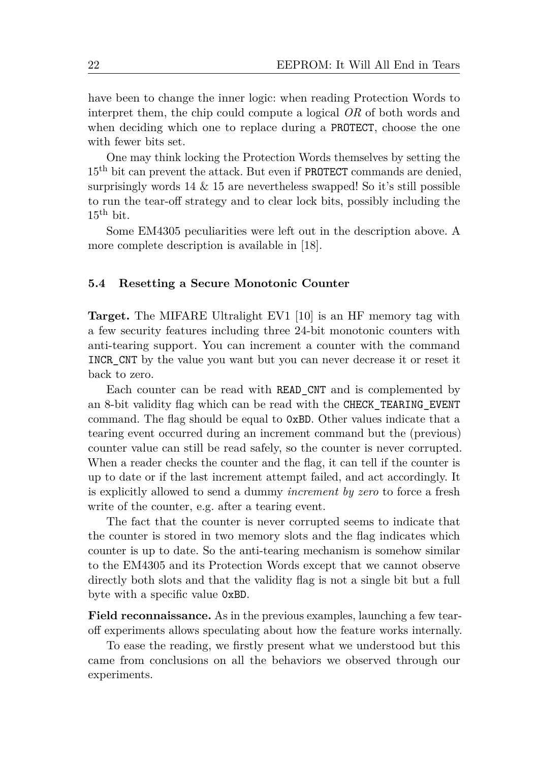have been to change the inner logic: when reading Protection Words to interpret them, the chip could compute a logical *OR* of both words and when deciding which one to replace during a `PROTECT`, choose the one with fewer bits set.

One may think locking the Protection Words themselves by setting the $15^{\text{th}}$ bit can prevent the attack. But even if `PROTECT` commands are denied, surprisingly words 14 & 15 are nevertheless swapped! So it's still possible to run the tear-off strategy and to clear lock bits, possibly including the $15^{\text{th}}$ bit.

Some EM4305 peculiarities were left out in the description above. A more complete description is available in [18].

### 5.4 Resetting a Secure Monotonic Counter

**Target.** The MIFARE Ultralight EV1 [10] is an HF memory tag with a few security features including three 24-bit monotonic counters with anti-tearing support. You can increment a counter with the command `INCR_CNT` by the value you want but you can never decrease it or reset it back to zero.

Each counter can be read with `READ_CNT` and is complemented by an 8-bit validity flag which can be read with the `CHECK_TEARING_EVENT` command. The flag should be equal to `0xBD`. Other values indicate that a tearing event occurred during an increment command but the (previous) counter value can still be read safely, so the counter is never corrupted. When a reader checks the counter and the flag, it can tell if the counter is up to date or if the last increment attempt failed, and act accordingly. It is explicitly allowed to send a dummy *increment by zero* to force a fresh write of the counter, e.g. after a tearing event.

The fact that the counter is never corrupted seems to indicate that the counter is stored in two memory slots and the flag indicates which counter is up to date. So the anti-tearing mechanism is somehow similar to the EM4305 and its Protection Words except that we cannot observe directly both slots and that the validity flag is not a single bit but a full byte with a specific value `0xBD`.

**Field reconnaissance.** As in the previous examples, launching a few tear-off experiments allows speculating about how the feature works internally.

To ease the reading, we firstly present what we understood but this came from conclusions on all the behaviors we observed through our experiments.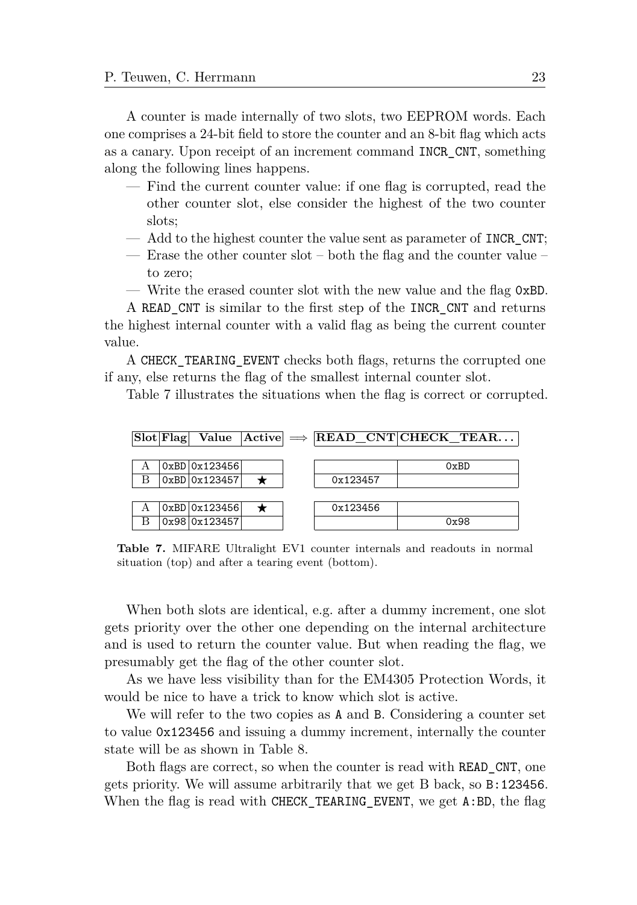A counter is made internally of two slots, two EEPROM words. Each one comprises a 24-bit field to store the counter and an 8-bit flag which acts as a canary. Upon receipt of an increment command INCR_CNT, something along the following lines happens.

- Find the current counter value: if one flag is corrupted, read the other counter slot, else consider the highest of the two counter slots;
- Add to the highest counter the value sent as parameter of INCR_CNT;
- Erase the other counter slot – both the flag and the counter value – to zero;
- Write the erased counter slot with the new value and the flag 0xBD.

A READ_CNT is similar to the first step of the INCR_CNT and returns the highest internal counter with a valid flag as being the current counter value.

A CHECK_TEARING_EVENT checks both flags, returns the corrupted one if any, else returns the flag of the smallest internal counter slot.

Table 7 illustrates the situations when the flag is correct or corrupted.

| Slot | Flag | Value | Active | ⟹ | READ_CNT | CHECK_TEAR... |
|---|---|---|---|---|---|---|
| A | 0xBD | 0x123456 | | | | 0xBD |
| B | 0xBD | 0x123457 | ★ | | 0x123457 | |
| A | 0xBD | 0x123456 | ★ | | 0x123456 | |
| B | 0x98 | 0x123457 | | | | 0x98 |

**Table 7.** MIFARE Ultralight EV1 counter internals and readouts in normal situation (top) and after a tearing event (bottom).

When both slots are identical, e.g. after a dummy increment, one slot gets priority over the other one depending on the internal architecture and is used to return the counter value. But when reading the flag, we presumably get the flag of the other counter slot.

As we have less visibility than for the EM4305 Protection Words, it would be nice to have a trick to know which slot is active.

We will refer to the two copies as A and B. Considering a counter set to value 0x123456 and issuing a dummy increment, internally the counter state will be as shown in Table 8.

Both flags are correct, so when the counter is read with READ_CNT, one gets priority. We will assume arbitrarily that we get B back, so B:123456. When the flag is read with CHECK_TEARING_EVENT, we get A:BD, the flag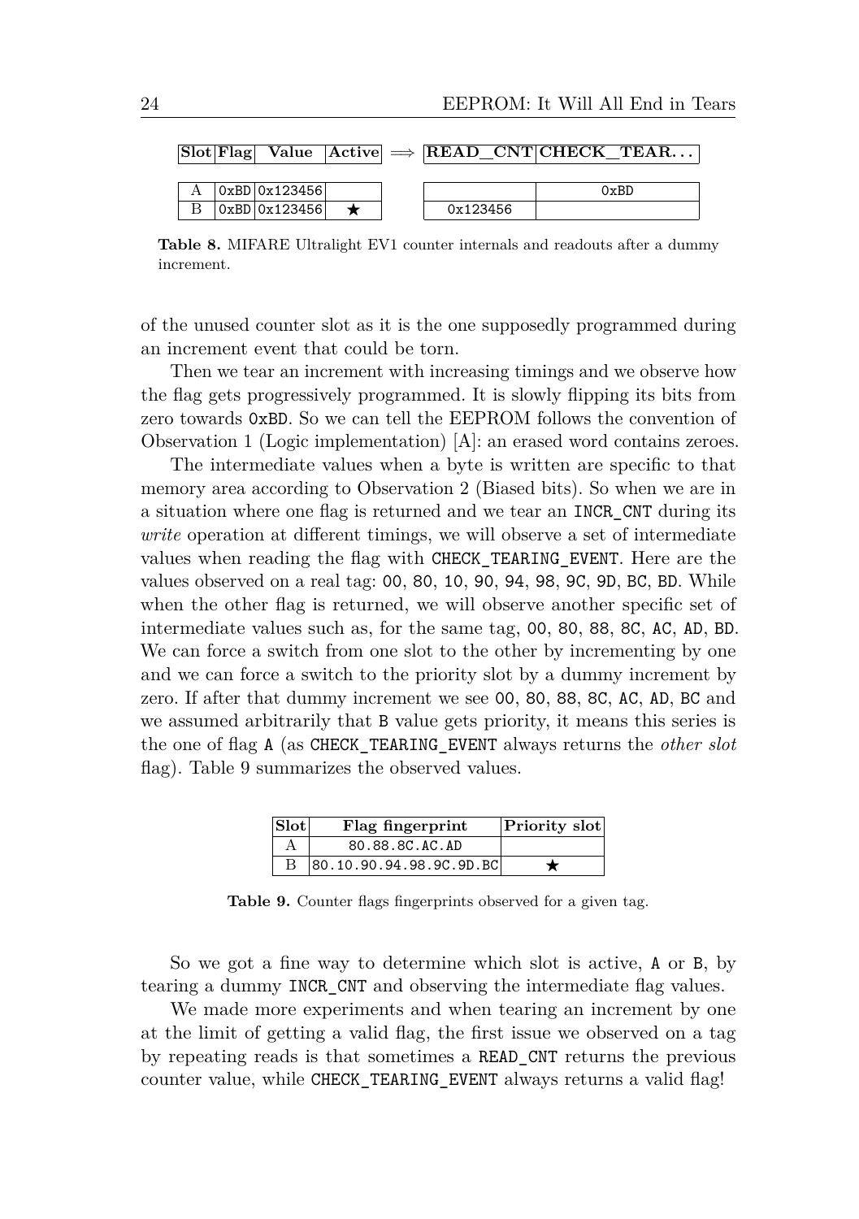| Slot | Flag | Value | Active | $\Longrightarrow$ | READ_CNT | CHECK_TEAR... |
|---|---|---|---|---|---|---|
| A | 0xBD | 0x123456 | | | | 0xBD |
| B | 0xBD | 0x123456 | ★ | | 0x123456 | |

**Table 8.** MIFARE Ultralight EV1 counter internals and readouts after a dummy increment.

of the unused counter slot as it is the one supposedly programmed during an increment event that could be torn.

Then we tear an increment with increasing timings and we observe how the flag gets progressively programmed. It is slowly flipping its bits from zero towards `0xBD`. So we can tell the EEPROM follows the convention of Observation 1 (Logic implementation) [A]: an erased word contains zeroes.

The intermediate values when a byte is written are specific to that memory area according to Observation 2 (Biased bits). So when we are in a situation where one flag is returned and we tear an `INCR_CNT` during its *write* operation at different timings, we will observe a set of intermediate values when reading the flag with `CHECK_TEARING_EVENT`. Here are the values observed on a real tag: `00`, `80`, `10`, `90`, `94`, `98`, `9C`, `9D`, `BC`, `BD`. While when the other flag is returned, we will observe another specific set of intermediate values such as, for the same tag, `00`, `80`, `88`, `8C`, `AC`, `AD`, `BD`. We can force a switch from one slot to the other by incrementing by one and we can force a switch to the priority slot by a dummy increment by zero. If after that dummy increment we see `00`, `80`, `88`, `8C`, `AC`, `AD`, `BC` and we assumed arbitrarily that `B` value gets priority, it means this series is the one of flag `A` (as `CHECK_TEARING_EVENT` always returns the *other slot* flag). Table 9 summarizes the observed values.

| Slot | Flag fingerprint | Priority slot |
|---|---|---|
| A | 80.88.8C.AC.AD | |
| B | 80.10.90.94.98.9C.9D.BC | ★ |

**Table 9.** Counter flags fingerprints observed for a given tag.

So we got a fine way to determine which slot is active, `A` or `B`, by tearing a dummy `INCR_CNT` and observing the intermediate flag values.

We made more experiments and when tearing an increment by one at the limit of getting a valid flag, the first issue we observed on a tag by repeating reads is that sometimes a `READ_CNT` returns the previous counter value, while `CHECK_TEARING_EVENT` always returns a valid flag!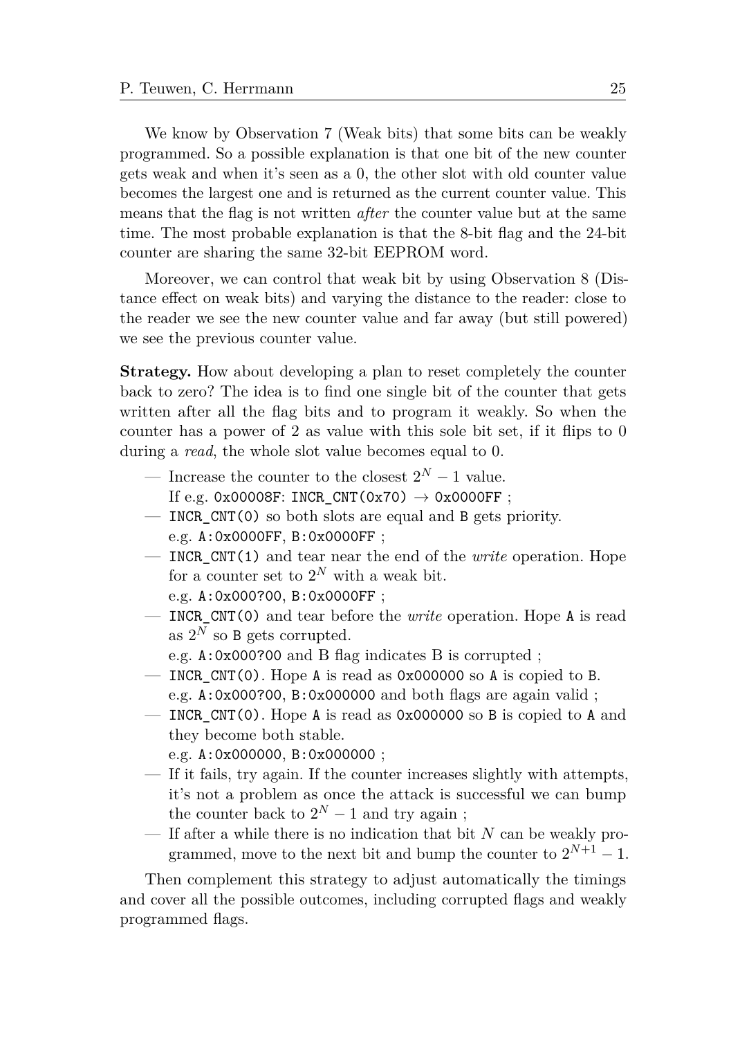We know by Observation 7 (Weak bits) that some bits can be weakly programmed. So a possible explanation is that one bit of the new counter gets weak and when it's seen as a 0, the other slot with old counter value becomes the largest one and is returned as the current counter value. This means that the flag is not written *after* the counter value but at the same time. The most probable explanation is that the 8-bit flag and the 24-bit counter are sharing the same 32-bit EEPROM word.

Moreover, we can control that weak bit by using Observation 8 (Distance effect on weak bits) and varying the distance to the reader: close to the reader we see the new counter value and far away (but still powered) we see the previous counter value.

**Strategy.** How about developing a plan to reset completely the counter back to zero? The idea is to find one single bit of the counter that gets written after all the flag bits and to program it weakly. So when the counter has a power of 2 as value with this sole bit set, if it flips to 0 during a *read*, the whole slot value becomes equal to 0.

- Increase the counter to the closest $2^N - 1$ value.
  If e.g. `0x00008F`: `INCR_CNT(0x70)` → `0x0000FF` ;
- `INCR_CNT(0)` so both slots are equal and `B` gets priority.
  e.g. `A:0x0000FF`, `B:0x0000FF` ;
- `INCR_CNT(1)` and tear near the end of the *write* operation. Hope for a counter set to $2^N$ with a weak bit.
  e.g. `A:0x000?00`, `B:0x0000FF` ;
- `INCR_CNT(0)` and tear before the *write* operation. Hope `A` is read as $2^N$ so `B` gets corrupted.
  e.g. `A:0x000?00` and B flag indicates B is corrupted ;
- `INCR_CNT(0)`. Hope `A` is read as `0x000000` so `A` is copied to `B`.
  e.g. `A:0x000?00`, `B:0x000000` and both flags are again valid ;
- `INCR_CNT(0)`. Hope `A` is read as `0x000000` so `B` is copied to `A` and they become both stable.
  e.g. `A:0x000000`, `B:0x000000` ;
- If it fails, try again. If the counter increases slightly with attempts, it's not a problem as once the attack is successful we can bump the counter back to $2^N - 1$ and try again ;
- If after a while there is no indication that bit $N$ can be weakly programmed, move to the next bit and bump the counter to $2^{N+1} - 1$.

Then complement this strategy to adjust automatically the timings and cover all the possible outcomes, including corrupted flags and weakly programmed flags.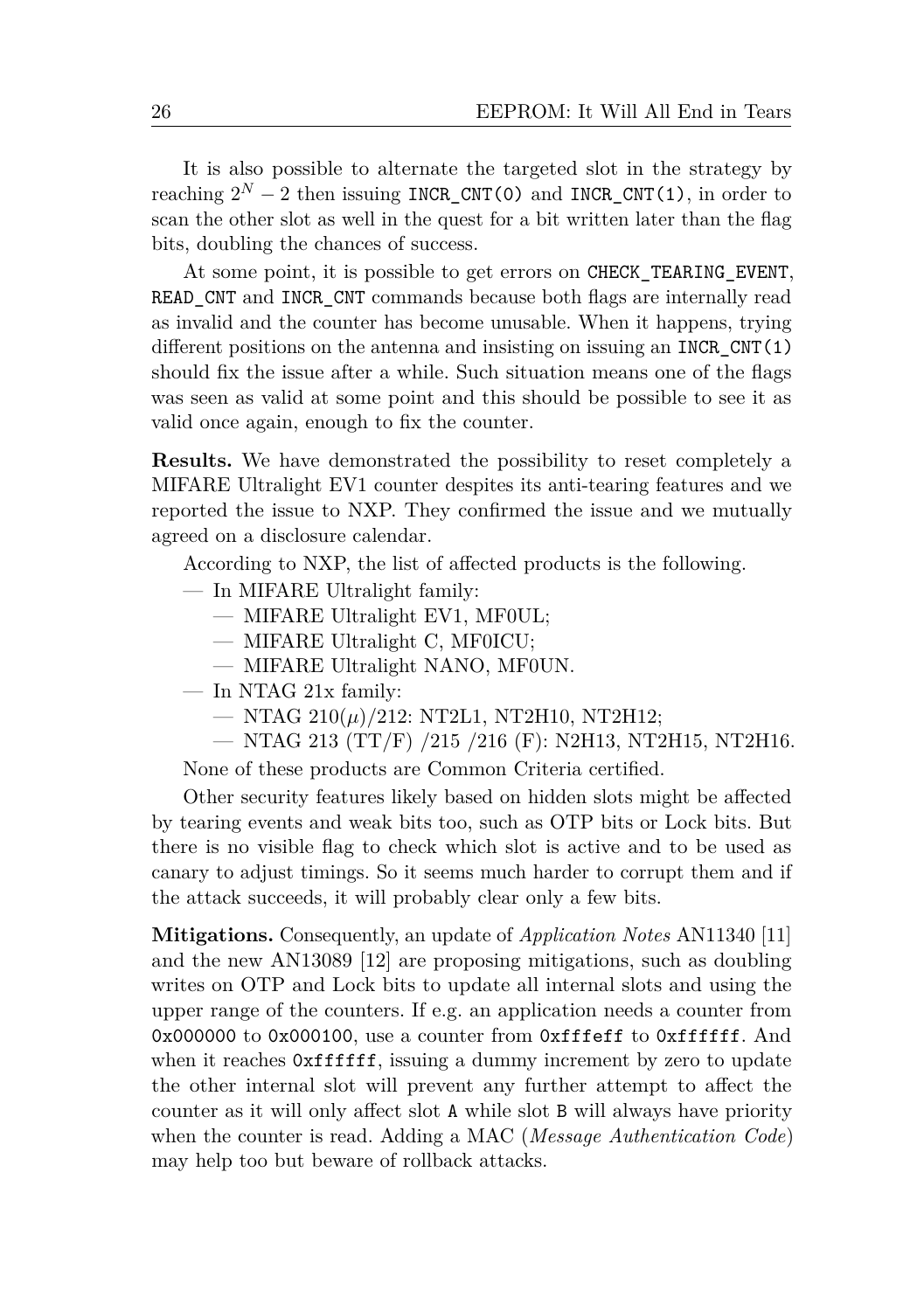It is also possible to alternate the targeted slot in the strategy by reaching $2^N - 2$ then issuing `INCR_CNT(0)` and `INCR_CNT(1)`, in order to scan the other slot as well in the quest for a bit written later than the flag bits, doubling the chances of success.

At some point, it is possible to get errors on `CHECK_TEARING_EVENT`, `READ_CNT` and `INCR_CNT` commands because both flags are internally read as invalid and the counter has become unusable. When it happens, trying different positions on the antenna and insisting on issuing an `INCR_CNT(1)` should fix the issue after a while. Such situation means one of the flags was seen as valid at some point and this should be possible to see it as valid once again, enough to fix the counter.

**Results.** We have demonstrated the possibility to reset completely a MIFARE Ultralight EV1 counter despites its anti-tearing features and we reported the issue to NXP. They confirmed the issue and we mutually agreed on a disclosure calendar.

According to NXP, the list of affected products is the following.

- In MIFARE Ultralight family:
  - MIFARE Ultralight EV1, MF0UL;
  - MIFARE Ultralight C, MF0ICU;
  - MIFARE Ultralight NANO, MF0UN.
- In NTAG 21x family:
  - NTAG 210($\mu$)/212: NT2L1, NT2H10, NT2H12;
  - NTAG 213 (TT/F) /215 /216 (F): N2H13, NT2H15, NT2H16.

None of these products are Common Criteria certified.

Other security features likely based on hidden slots might be affected by tearing events and weak bits too, such as OTP bits or Lock bits. But there is no visible flag to check which slot is active and to be used as canary to adjust timings. So it seems much harder to corrupt them and if the attack succeeds, it will probably clear only a few bits.

**Mitigations.** Consequently, an update of *Application Notes* AN11340 [11] and the new AN13089 [12] are proposing mitigations, such as doubling writes on OTP and Lock bits to update all internal slots and using the upper range of the counters. If e.g. an application needs a counter from `0x000000` to `0x000100`, use a counter from `0xfffeff` to `0xffffff`. And when it reaches `0xffffff`, issuing a dummy increment by zero to update the other internal slot will prevent any further attempt to affect the counter as it will only affect slot `A` while slot `B` will always have priority when the counter is read. Adding a MAC (*Message Authentication Code*) may help too but beware of rollback attacks.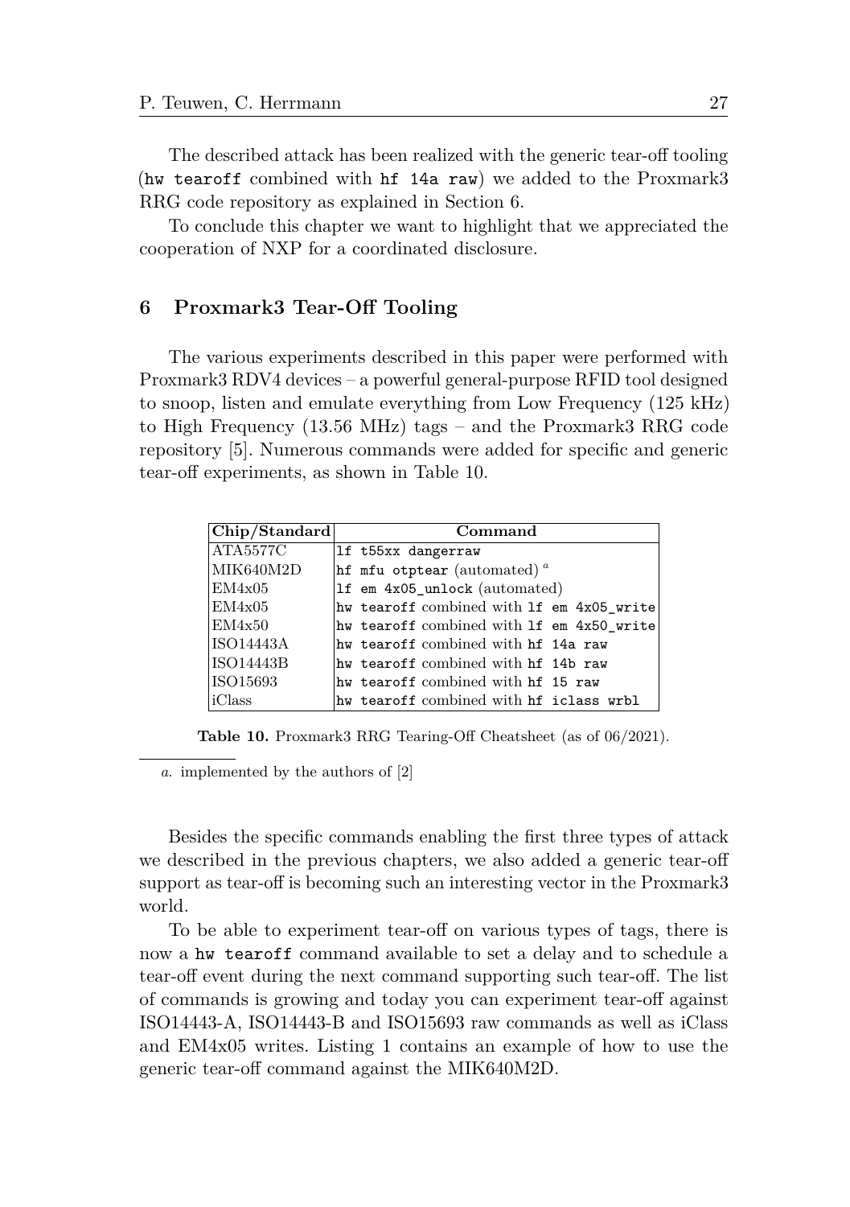The described attack has been realized with the generic tear-off tooling (`hw tearoff` combined with `hf 14a raw`) we added to the Proxmark3 RRG code repository as explained in Section 6.

To conclude this chapter we want to highlight that we appreciated the cooperation of NXP for a coordinated disclosure.

## 6 Proxmark3 Tear-Off Tooling

The various experiments described in this paper were performed with Proxmark3 RDV4 devices – a powerful general-purpose RFID tool designed to snoop, listen and emulate everything from Low Frequency (125 kHz) to High Frequency (13.56 MHz) tags – and the Proxmark3 RRG code repository [5]. Numerous commands were added for specific and generic tear-off experiments, as shown in Table 10.

| Chip/Standard | Command |
|---|---|
| ATA5577C | `lf t55xx dangerraw` |
| MIK640M2D | `hf mfu otptear` (automated) [a] |
| EM4x05 | `lf em 4x05_unlock` (automated) |
| EM4x05 | `hw tearoff` combined with `lf em 4x05_write` |
| EM4x50 | `hw tearoff` combined with `lf em 4x50_write` |
| ISO14443A | `hw tearoff` combined with `hf 14a raw` |
| ISO14443B | `hw tearoff` combined with `hf 14b raw` |
| ISO15693 | `hw tearoff` combined with `hf 15 raw` |
| iClass | `hw tearoff` combined with `hf iclass wrbl` |

**Table 10.** Proxmark3 RRG Tearing-Off Cheatsheet (as of 06/2021).

*a.* implemented by the authors of [2]

Besides the specific commands enabling the first three types of attack we described in the previous chapters, we also added a generic tear-off support as tear-off is becoming such an interesting vector in the Proxmark3 world.

To be able to experiment tear-off on various types of tags, there is now a `hw tearoff` command available to set a delay and to schedule a tear-off event during the next command supporting such tear-off. The list of commands is growing and today you can experiment tear-off against ISO14443-A, ISO14443-B and ISO15693 raw commands as well as iClass and EM4x05 writes. Listing 1 contains an example of how to use the generic tear-off command against the MIK640M2D.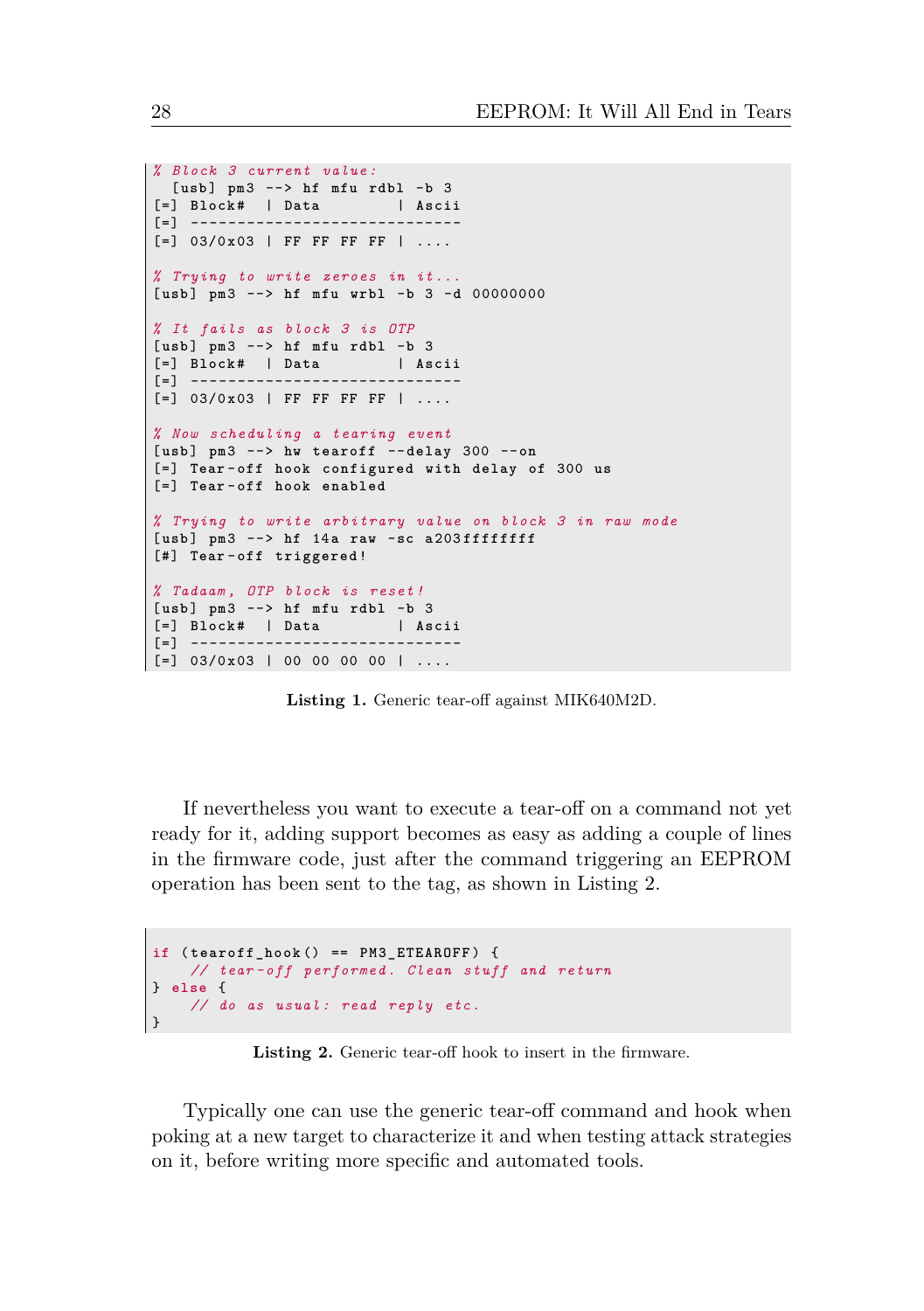```
% Block 3 current value:
  [usb] pm3 --> hf mfu rdbl -b 3
[=] Block#  | Data        | Ascii
[=] -----------------------------
[=] 03/0x03 | FF FF FF FF | ....

% Trying to write zeroes in it...
[usb] pm3 --> hf mfu wrbl -b 3 -d 00000000

% It fails as block 3 is OTP
[usb] pm3 --> hf mfu rdbl -b 3
[=] Block#  | Data        | Ascii
[=] -----------------------------
[=] 03/0x03 | FF FF FF FF | ....

% Now scheduling a tearing event
[usb] pm3 --> hw tearoff --delay 300 --on
[=] Tear-off hook configured with delay of 300 us
[=] Tear-off hook enabled

% Trying to write arbitrary value on block 3 in raw mode
[usb] pm3 --> hf 14a raw -sc a203ffffffff
[#] Tear-off triggered!

% Tadaam, OTP block is reset!
[usb] pm3 --> hf mfu rdbl -b 3
[=] Block#  | Data        | Ascii
[=] -----------------------------
[=] 03/0x03 | 00 00 00 00 | ....
```

**Listing 1.** Generic tear-off against MIK640M2D.

If nevertheless you want to execute a tear-off on a command not yet ready for it, adding support becomes as easy as adding a couple of lines in the firmware code, just after the command triggering an EEPROM operation has been sent to the tag, as shown in Listing 2.

```
if (tearoff_hook() == PM3_ETEAROFF) {
    // tear-off performed. Clean stuff and return
} else {
    // do as usual: read reply etc.
}
```

**Listing 2.** Generic tear-off hook to insert in the firmware.

Typically one can use the generic tear-off command and hook when poking at a new target to characterize it and when testing attack strategies on it, before writing more specific and automated tools.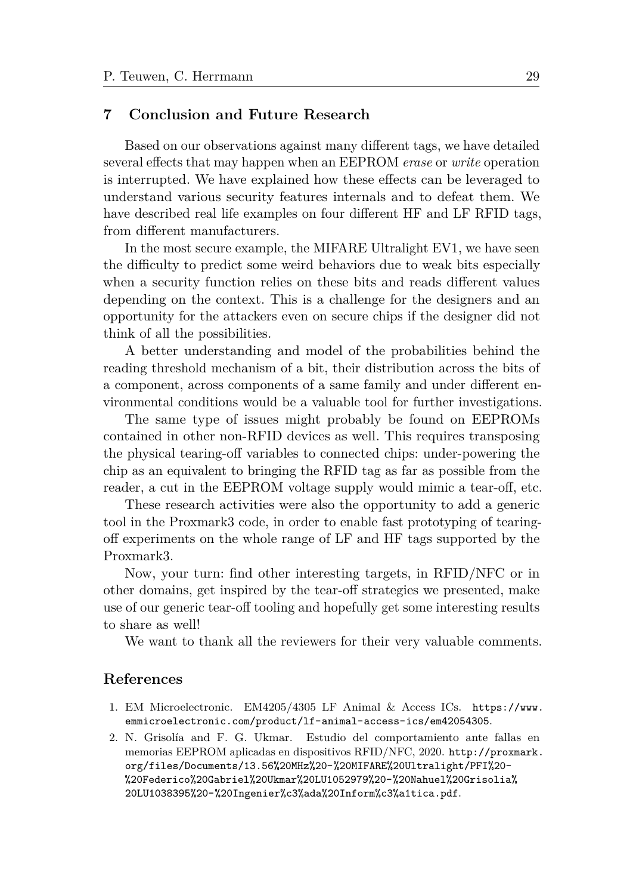## 7 Conclusion and Future Research

Based on our observations against many different tags, we have detailed several effects that may happen when an EEPROM *erase* or *write* operation is interrupted. We have explained how these effects can be leveraged to understand various security features internals and to defeat them. We have described real life examples on four different HF and LF RFID tags, from different manufacturers.

In the most secure example, the MIFARE Ultralight EV1, we have seen the difficulty to predict some weird behaviors due to weak bits especially when a security function relies on these bits and reads different values depending on the context. This is a challenge for the designers and an opportunity for the attackers even on secure chips if the designer did not think of all the possibilities.

A better understanding and model of the probabilities behind the reading threshold mechanism of a bit, their distribution across the bits of a component, across components of a same family and under different environmental conditions would be a valuable tool for further investigations.

The same type of issues might probably be found on EEPROMs contained in other non-RFID devices as well. This requires transposing the physical tearing-off variables to connected chips: under-powering the chip as an equivalent to bringing the RFID tag as far as possible from the reader, a cut in the EEPROM voltage supply would mimic a tear-off, etc.

These research activities were also the opportunity to add a generic tool in the Proxmark3 code, in order to enable fast prototyping of tearing-off experiments on the whole range of LF and HF tags supported by the Proxmark3.

Now, your turn: find other interesting targets, in RFID/NFC or in other domains, get inspired by the tear-off strategies we presented, make use of our generic tear-off tooling and hopefully get some interesting results to share as well!

We want to thank all the reviewers for their very valuable comments.

## References

1. EM Microelectronic. EM4205/4305 LF Animal & Access ICs. https://www.emmicroelectronic.com/product/lf-animal-access-ics/em42054305.
2. N. Grisolía and F. G. Ukmar. Estudio del comportamiento ante fallas en memorias EEPROM aplicadas en dispositivos RFID/NFC, 2020. http://proxmark.org/files/Documents/13.56%20MHz%20-%20MIFARE%20Ultralight/PFI%20-%20Federico%20Gabriel%20Ukmar%20LU1052979%20-%20Nahuel%20Grisolia%20LU1038395%20-%20Ingenier%c3%ada%20Inform%c3%a1tica.pdf.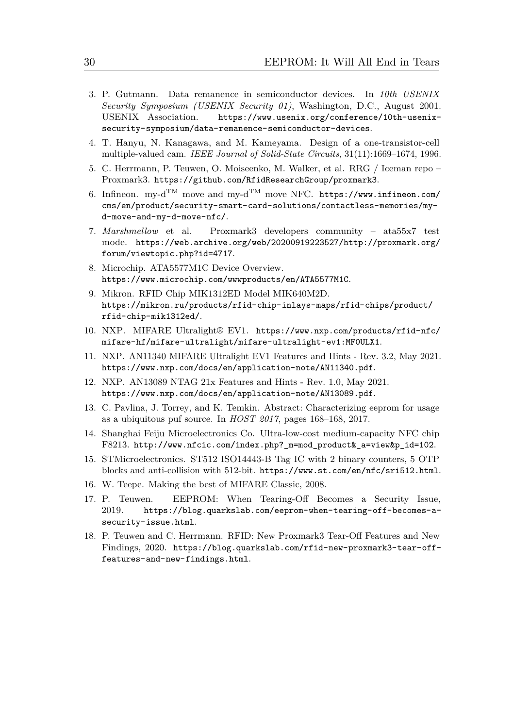3. P. Gutmann. Data remanence in semiconductor devices. In *10th USENIX Security Symposium (USENIX Security 01)*, Washington, D.C., August 2001. USENIX Association. https://www.usenix.org/conference/10th-usenix-security-symposium/data-remanence-semiconductor-devices.
4. T. Hanyu, N. Kanagawa, and M. Kameyama. Design of a one-transistor-cell multiple-valued cam. *IEEE Journal of Solid-State Circuits*, 31(11):1669–1674, 1996.
5. C. Herrmann, P. Teuwen, O. Moiseenko, M. Walker, et al. RRG / Iceman repo – Proxmark3. https://github.com/RfidResearchGroup/proxmark3.
6. Infineon. my-d$^{TM}$ move and my-d$^{TM}$ move NFC. https://www.infineon.com/cms/en/product/security-smart-card-solutions/contactless-memories/my-d-move-and-my-d-move-nfc/.
7. *Marshmellow* et al. Proxmark3 developers community – ata55x7 test mode. https://web.archive.org/web/20200919223527/http://proxmark.org/forum/viewtopic.php?id=4717.
8. Microchip. ATA5577M1C Device Overview. https://www.microchip.com/wwwproducts/en/ATA5577M1C.
9. Mikron. RFID Chip MIK1312ED Model MIK640M2D. https://mikron.ru/products/rfid-chip-inlays-maps/rfid-chips/product/rfid-chip-mik1312ed/.
10. NXP. MIFARE Ultralight® EV1. https://www.nxp.com/products/rfid-nfc/mifare-hf/mifare-ultralight/mifare-ultralight-ev1:MF0ULX1.
11. NXP. AN11340 MIFARE Ultralight EV1 Features and Hints - Rev. 3.2, May 2021. https://www.nxp.com/docs/en/application-note/AN11340.pdf.
12. NXP. AN13089 NTAG 21x Features and Hints - Rev. 1.0, May 2021. https://www.nxp.com/docs/en/application-note/AN13089.pdf.
13. C. Pavlina, J. Torrey, and K. Temkin. Abstract: Characterizing eeprom for usage as a ubiquitous puf source. In *HOST 2017*, pages 168–168, 2017.
14. Shanghai Feiju Microelectronics Co. Ultra-low-cost medium-capacity NFC chip F8213. http://www.nfcic.com/index.php?_m=mod_product&_a=view&p_id=102.
15. STMicroelectronics. ST512 ISO14443-B Tag IC with 2 binary counters, 5 OTP blocks and anti-collision with 512-bit. https://www.st.com/en/nfc/sri512.html.
16. W. Teepe. Making the best of MIFARE Classic, 2008.
17. P. Teuwen. EEPROM: When Tearing-Off Becomes a Security Issue, 2019. https://blog.quarkslab.com/eeprom-when-tearing-off-becomes-a-security-issue.html.
18. P. Teuwen and C. Herrmann. RFID: New Proxmark3 Tear-Off Features and New Findings, 2020. https://blog.quarkslab.com/rfid-new-proxmark3-tear-off-features-and-new-findings.html.